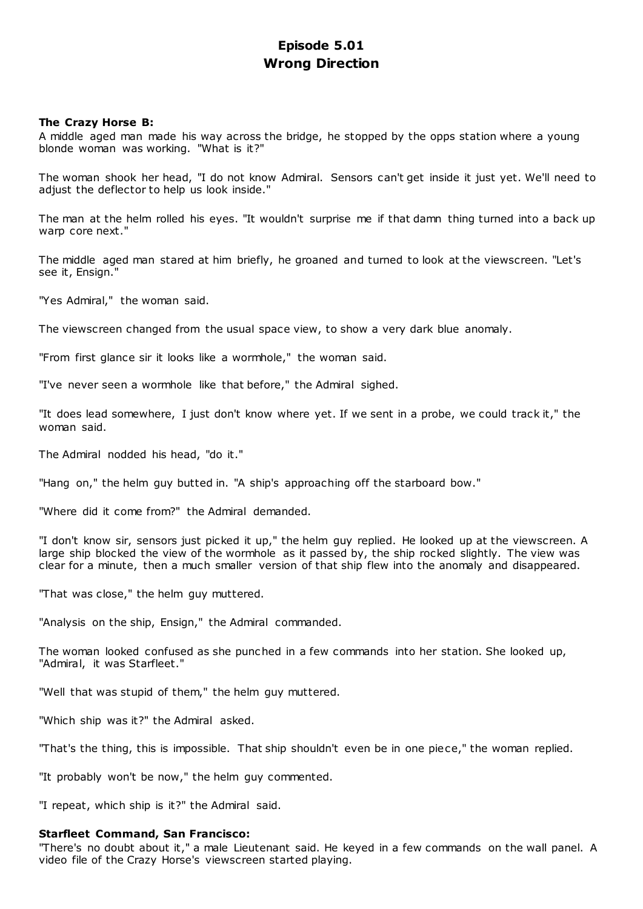# Episode 5.01
# Wrong Direction

**The Crazy Horse B:**

A middle aged man made his way across the bridge, he stopped by the opps station where a young blonde woman was working. "What is it?"

The woman shook her head, "I do not know Admiral. Sensors can't get inside it just yet. We'll need to adjust the deflector to help us look inside."

The man at the helm rolled his eyes. "It wouldn't surprise me if that damn thing turned into a back up warp core next."

The middle aged man stared at him briefly, he groaned and turned to look at the viewscreen. "Let's see it, Ensign."

"Yes Admiral," the woman said.

The viewscreen changed from the usual space view, to show a very dark blue anomaly.

"From first glance sir it looks like a wormhole," the woman said.

"I've never seen a wormhole like that before," the Admiral sighed.

"It does lead somewhere, I just don't know where yet. If we sent in a probe, we could track it," the woman said.

The Admiral nodded his head, "do it."

"Hang on," the helm guy butted in. "A ship's approaching off the starboard bow."

"Where did it come from?" the Admiral demanded.

"I don't know sir, sensors just picked it up," the helm guy replied. He looked up at the viewscreen. A large ship blocked the view of the wormhole as it passed by, the ship rocked slightly. The view was clear for a minute, then a much smaller version of that ship flew into the anomaly and disappeared.

"That was close," the helm guy muttered.

"Analysis on the ship, Ensign," the Admiral commanded.

The woman looked confused as she punched in a few commands into her station. She looked up, "Admiral, it was Starfleet."

"Well that was stupid of them," the helm guy muttered.

"Which ship was it?" the Admiral asked.

"That's the thing, this is impossible. That ship shouldn't even be in one piece," the woman replied.

"It probably won't be now," the helm guy commented.

"I repeat, which ship is it?" the Admiral said.

**Starfleet Command, San Francisco:**

"There's no doubt about it," a male Lieutenant said. He keyed in a few commands on the wall panel. A video file of the Crazy Horse's viewscreen started playing.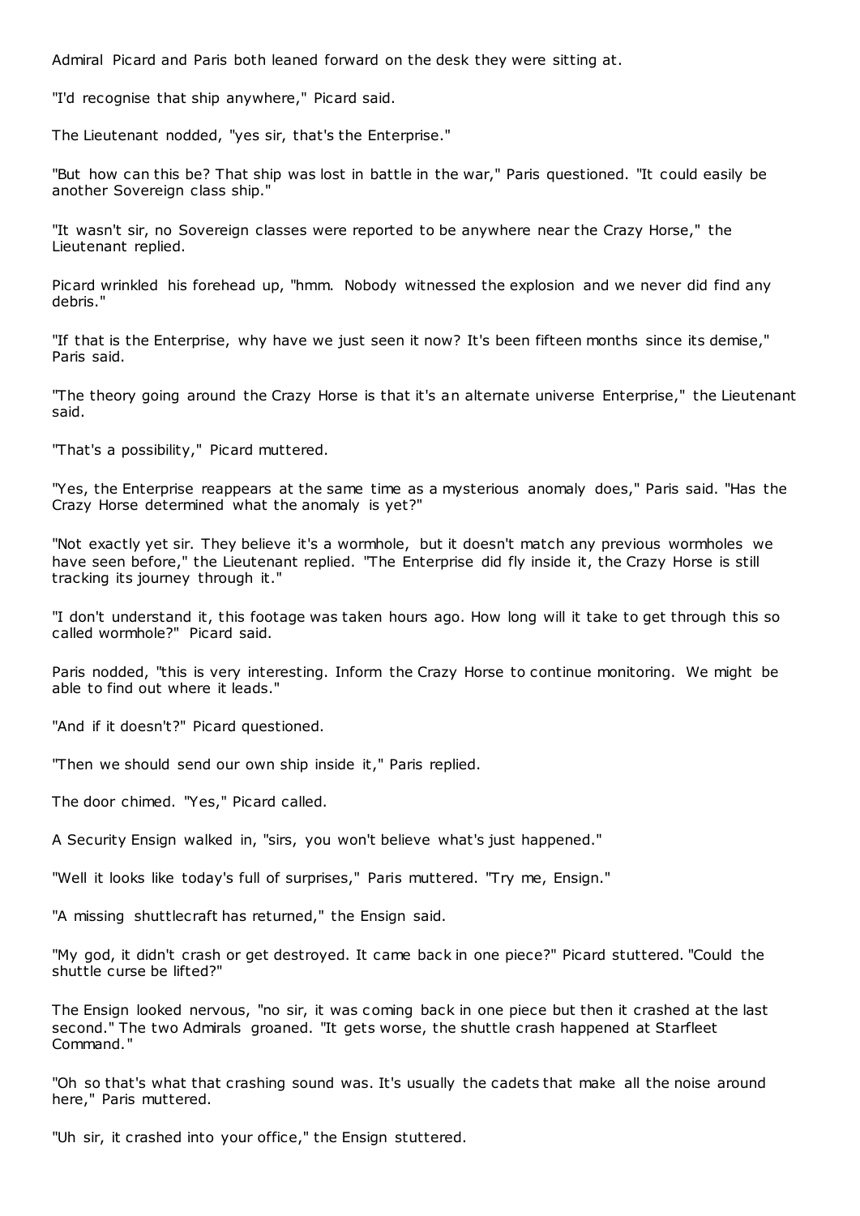Admiral Picard and Paris both leaned forward on the desk they were sitting at.

"I'd recognise that ship anywhere," Picard said.

The Lieutenant nodded, "yes sir, that's the Enterprise."

"But how can this be? That ship was lost in battle in the war," Paris questioned. "It could easily be another Sovereign class ship."

"It wasn't sir, no Sovereign classes were reported to be anywhere near the Crazy Horse," the Lieutenant replied.

Picard wrinkled his forehead up, "hmm. Nobody witnessed the explosion and we never did find any debris."

"If that is the Enterprise, why have we just seen it now? It's been fifteen months since its demise," Paris said.

"The theory going around the Crazy Horse is that it's an alternate universe Enterprise," the Lieutenant said.

"That's a possibility," Picard muttered.

"Yes, the Enterprise reappears at the same time as a mysterious anomaly does," Paris said. "Has the Crazy Horse determined what the anomaly is yet?"

"Not exactly yet sir. They believe it's a wormhole, but it doesn't match any previous wormholes we have seen before," the Lieutenant replied. "The Enterprise did fly inside it, the Crazy Horse is still tracking its journey through it."

"I don't understand it, this footage was taken hours ago. How long will it take to get through this so called wormhole?" Picard said.

Paris nodded, "this is very interesting. Inform the Crazy Horse to continue monitoring. We might be able to find out where it leads."

"And if it doesn't?" Picard questioned.

"Then we should send our own ship inside it," Paris replied.

The door chimed. "Yes," Picard called.

A Security Ensign walked in, "sirs, you won't believe what's just happened."

"Well it looks like today's full of surprises," Paris muttered. "Try me, Ensign."

"A missing shuttlecraft has returned," the Ensign said.

"My god, it didn't crash or get destroyed. It came back in one piece?" Picard stuttered. "Could the shuttle curse be lifted?"

The Ensign looked nervous, "no sir, it was coming back in one piece but then it crashed at the last second." The two Admirals groaned. "It gets worse, the shuttle crash happened at Starfleet Command."

"Oh so that's what that crashing sound was. It's usually the cadets that make all the noise around here," Paris muttered.

"Uh sir, it crashed into your office," the Ensign stuttered.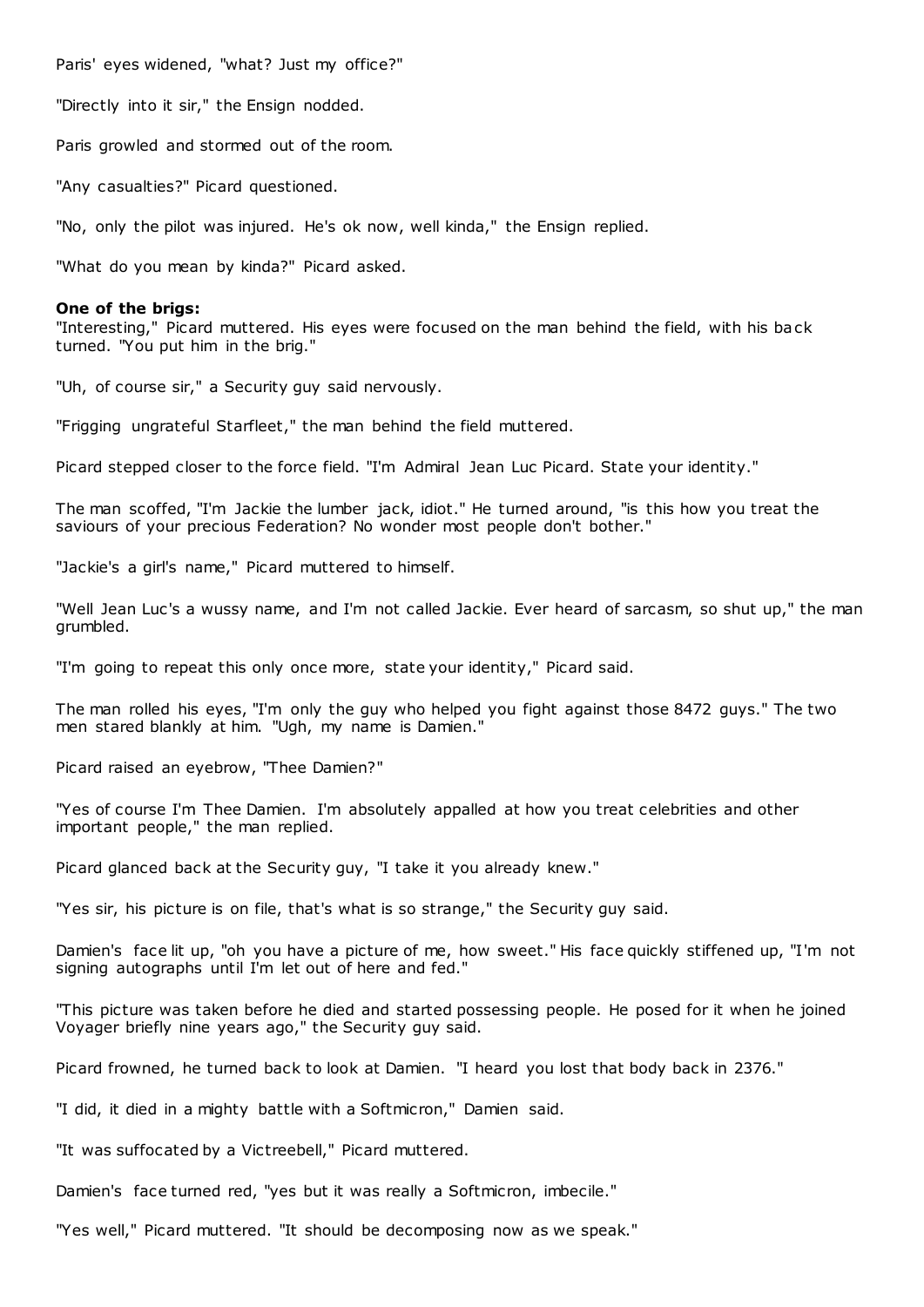Paris' eyes widened, "what? Just my office?"

"Directly into it sir," the Ensign nodded.

Paris growled and stormed out of the room.

"Any casualties?" Picard questioned.

"No, only the pilot was injured. He's ok now, well kinda," the Ensign replied.

"What do you mean by kinda?" Picard asked.

**One of the brigs:**

"Interesting," Picard muttered. His eyes were focused on the man behind the field, with his back turned. "You put him in the brig."

"Uh, of course sir," a Security guy said nervously.

"Frigging ungrateful Starfleet," the man behind the field muttered.

Picard stepped closer to the force field. "I'm Admiral Jean Luc Picard. State your identity."

The man scoffed, "I'm Jackie the lumber jack, idiot." He turned around, "is this how you treat the saviours of your precious Federation? No wonder most people don't bother."

"Jackie's a girl's name," Picard muttered to himself.

"Well Jean Luc's a wussy name, and I'm not called Jackie. Ever heard of sarcasm, so shut up," the man grumbled.

"I'm going to repeat this only once more, state your identity," Picard said.

The man rolled his eyes, "I'm only the guy who helped you fight against those 8472 guys." The two men stared blankly at him. "Ugh, my name is Damien."

Picard raised an eyebrow, "Thee Damien?"

"Yes of course I'm Thee Damien. I'm absolutely appalled at how you treat celebrities and other important people," the man replied.

Picard glanced back at the Security guy, "I take it you already knew."

"Yes sir, his picture is on file, that's what is so strange," the Security guy said.

Damien's face lit up, "oh you have a picture of me, how sweet." His face quickly stiffened up, "I'm not signing autographs until I'm let out of here and fed."

"This picture was taken before he died and started possessing people. He posed for it when he joined Voyager briefly nine years ago," the Security guy said.

Picard frowned, he turned back to look at Damien. "I heard you lost that body back in 2376."

"I did, it died in a mighty battle with a Softmicron," Damien said.

"It was suffocated by a Victreebell," Picard muttered.

Damien's face turned red, "yes but it was really a Softmicron, imbecile."

"Yes well," Picard muttered. "It should be decomposing now as we speak."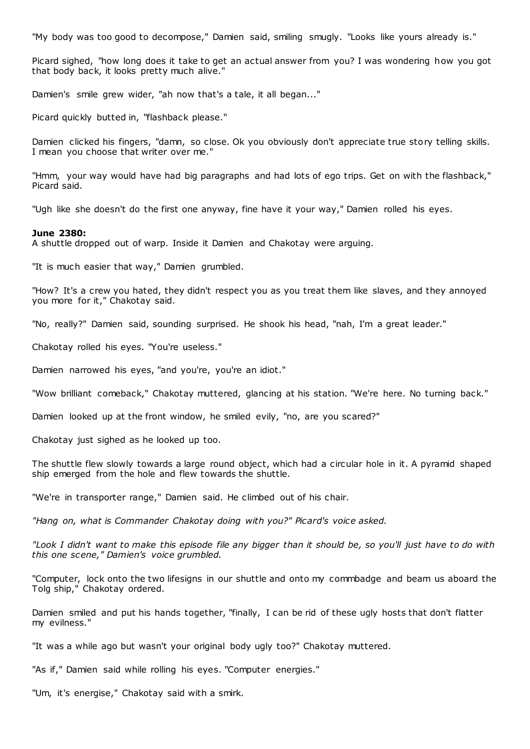"My body was too good to decompose," Damien said, smiling smugly. "Looks like yours already is."

Picard sighed, "how long does it take to get an actual answer from you? I was wondering how you got that body back, it looks pretty much alive."

Damien's smile grew wider, "ah now that's a tale, it all began..."

Picard quickly butted in, "flashback please."

Damien clicked his fingers, "damn, so close. Ok you obviously don't appreciate true story telling skills. I mean you choose that writer over me."

"Hmm, your way would have had big paragraphs and had lots of ego trips. Get on with the flashback," Picard said.

"Ugh like she doesn't do the first one anyway, fine have it your way," Damien rolled his eyes.

**June 2380:**
A shuttle dropped out of warp. Inside it Damien and Chakotay were arguing.

"It is much easier that way," Damien grumbled.

"How? It's a crew you hated, they didn't respect you as you treat them like slaves, and they annoyed you more for it," Chakotay said.

"No, really?" Damien said, sounding surprised. He shook his head, "nah, I'm a great leader."

Chakotay rolled his eyes. "You're useless."

Damien narrowed his eyes, "and you're, you're an idiot."

"Wow brilliant comeback," Chakotay muttered, glancing at his station. "We're here. No turning back."

Damien looked up at the front window, he smiled evily, "no, are you scared?"

Chakotay just sighed as he looked up too.

The shuttle flew slowly towards a large round object, which had a circular hole in it. A pyramid shaped ship emerged from the hole and flew towards the shuttle.

"We're in transporter range," Damien said. He climbed out of his chair.

*"Hang on, what is Commander Chakotay doing with you?" Picard's voice asked.*

*"Look I didn't want to make this episode file any bigger than it should be, so you'll just have to do with this one scene," Damien's voice grumbled.*

"Computer, lock onto the two lifesigns in our shuttle and onto my commbadge and beam us aboard the Tolg ship," Chakotay ordered.

Damien smiled and put his hands together, "finally, I can be rid of these ugly hosts that don't flatter my evilness."

"It was a while ago but wasn't your original body ugly too?" Chakotay muttered.

"As if," Damien said while rolling his eyes. "Computer energies."

"Um, it's energise," Chakotay said with a smirk.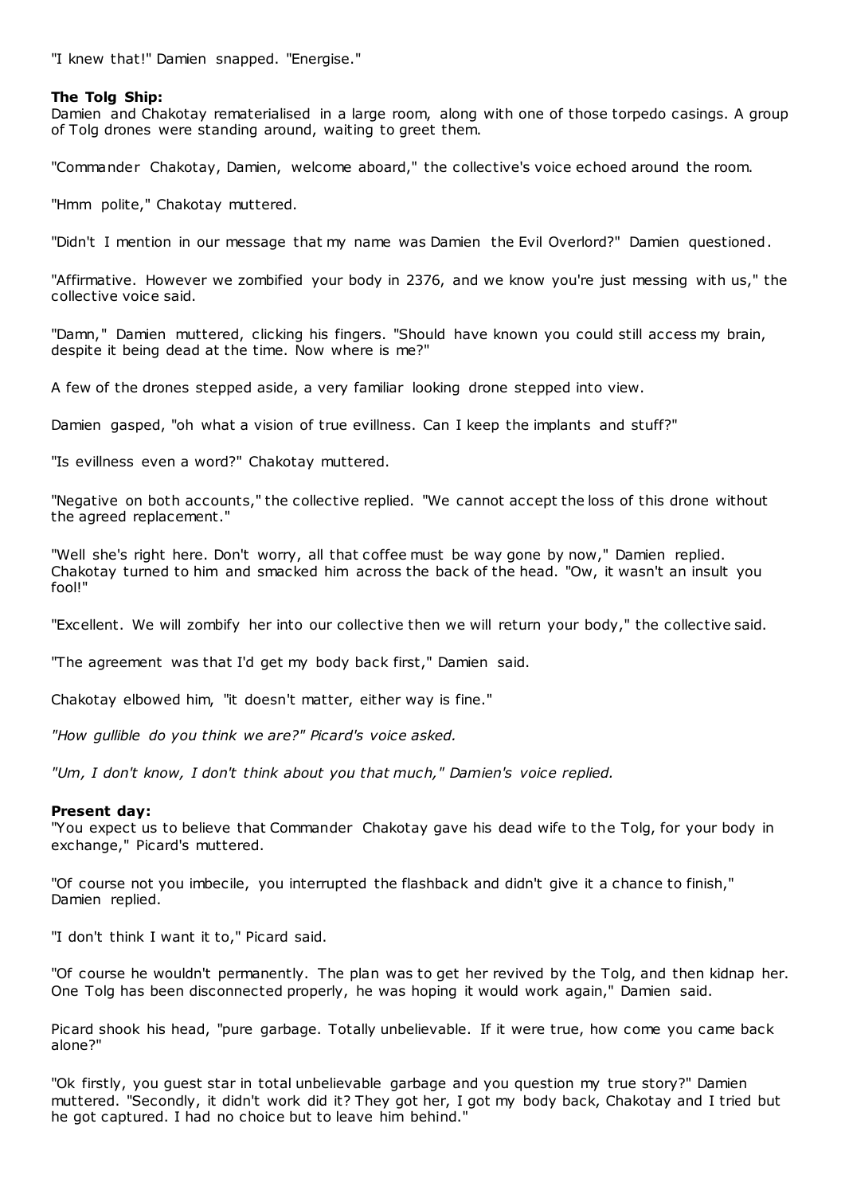"I knew that!" Damien snapped. "Energise."

**The Tolg Ship:**
Damien and Chakotay rematerialised in a large room, along with one of those torpedo casings. A group of Tolg drones were standing around, waiting to greet them.

"Commander Chakotay, Damien, welcome aboard," the collective's voice echoed around the room.

"Hmm polite," Chakotay muttered.

"Didn't I mention in our message that my name was Damien the Evil Overlord?" Damien questioned.

"Affirmative. However we zombified your body in 2376, and we know you're just messing with us," the collective voice said.

"Damn," Damien muttered, clicking his fingers. "Should have known you could still access my brain, despite it being dead at the time. Now where is me?"

A few of the drones stepped aside, a very familiar looking drone stepped into view.

Damien gasped, "oh what a vision of true evillness. Can I keep the implants and stuff?"

"Is evillness even a word?" Chakotay muttered.

"Negative on both accounts," the collective replied. "We cannot accept the loss of this drone without the agreed replacement."

"Well she's right here. Don't worry, all that coffee must be way gone by now," Damien replied. Chakotay turned to him and smacked him across the back of the head. "Ow, it wasn't an insult you fool!"

"Excellent. We will zombify her into our collective then we will return your body," the collective said.

"The agreement was that I'd get my body back first," Damien said.

Chakotay elbowed him, "it doesn't matter, either way is fine."

*"How gullible do you think we are?" Picard's voice asked.*

*"Um, I don't know, I don't think about you that much," Damien's voice replied.*

**Present day:**
"You expect us to believe that Commander Chakotay gave his dead wife to the Tolg, for your body in exchange," Picard's muttered.

"Of course not you imbecile, you interrupted the flashback and didn't give it a chance to finish," Damien replied.

"I don't think I want it to," Picard said.

"Of course he wouldn't permanently. The plan was to get her revived by the Tolg, and then kidnap her. One Tolg has been disconnected properly, he was hoping it would work again," Damien said.

Picard shook his head, "pure garbage. Totally unbelievable. If it were true, how come you came back alone?"

"Ok firstly, you guest star in total unbelievable garbage and you question my true story?" Damien muttered. "Secondly, it didn't work did it? They got her, I got my body back, Chakotay and I tried but he got captured. I had no choice but to leave him behind."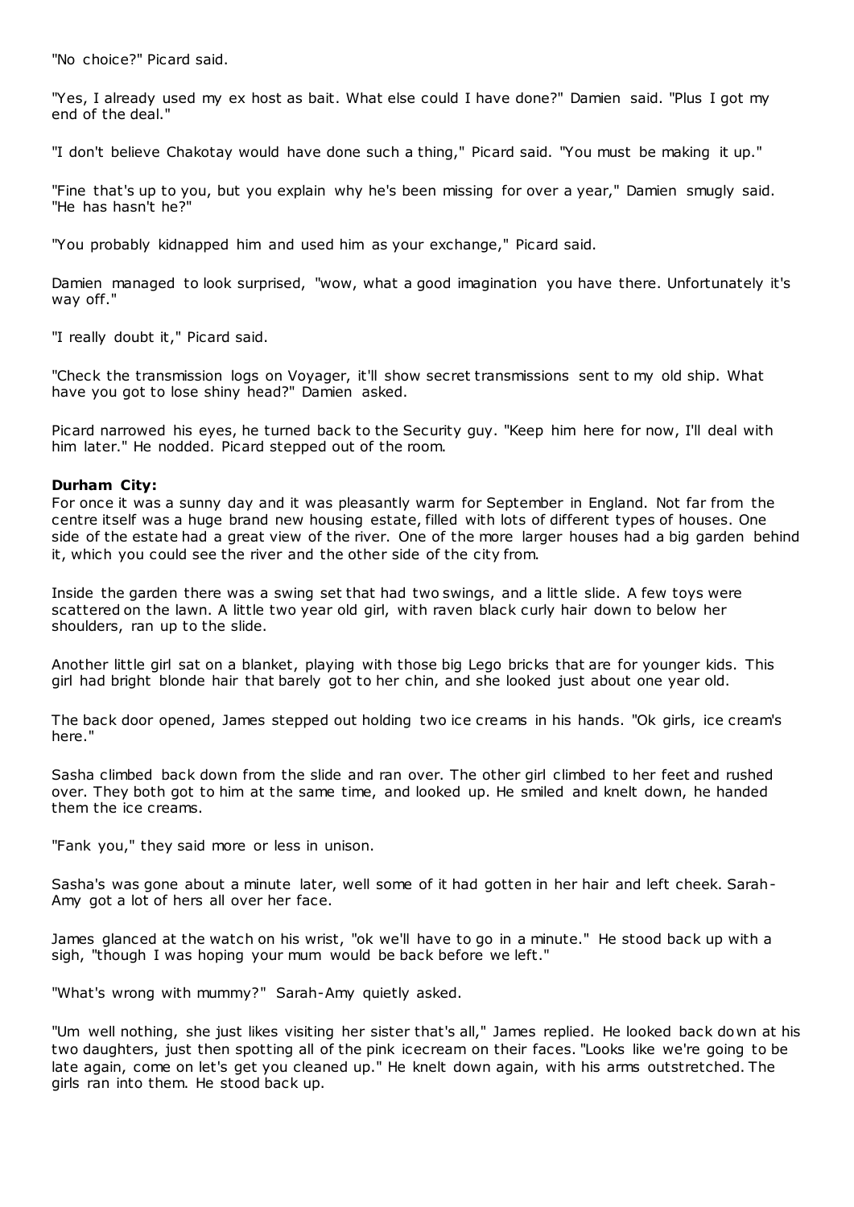"No choice?" Picard said.

"Yes, I already used my ex host as bait. What else could I have done?" Damien said. "Plus I got my end of the deal."

"I don't believe Chakotay would have done such a thing," Picard said. "You must be making it up."

"Fine that's up to you, but you explain why he's been missing for over a year," Damien smugly said. "He has hasn't he?"

"You probably kidnapped him and used him as your exchange," Picard said.

Damien managed to look surprised, "wow, what a good imagination you have there. Unfortunately it's way off."

"I really doubt it," Picard said.

"Check the transmission logs on Voyager, it'll show secret transmissions sent to my old ship. What have you got to lose shiny head?" Damien asked.

Picard narrowed his eyes, he turned back to the Security guy. "Keep him here for now, I'll deal with him later." He nodded. Picard stepped out of the room.

**Durham City:**

For once it was a sunny day and it was pleasantly warm for September in England. Not far from the centre itself was a huge brand new housing estate, filled with lots of different types of houses. One side of the estate had a great view of the river. One of the more larger houses had a big garden behind it, which you could see the river and the other side of the city from.

Inside the garden there was a swing set that had two swings, and a little slide. A few toys were scattered on the lawn. A little two year old girl, with raven black curly hair down to below her shoulders, ran up to the slide.

Another little girl sat on a blanket, playing with those big Lego bricks that are for younger kids. This girl had bright blonde hair that barely got to her chin, and she looked just about one year old.

The back door opened, James stepped out holding two ice creams in his hands. "Ok girls, ice cream's here."

Sasha climbed back down from the slide and ran over. The other girl climbed to her feet and rushed over. They both got to him at the same time, and looked up. He smiled and knelt down, he handed them the ice creams.

"Fank you," they said more or less in unison.

Sasha's was gone about a minute later, well some of it had gotten in her hair and left cheek. Sarah-Amy got a lot of hers all over her face.

James glanced at the watch on his wrist, "ok we'll have to go in a minute." He stood back up with a sigh, "though I was hoping your mum would be back before we left."

"What's wrong with mummy?" Sarah-Amy quietly asked.

"Um well nothing, she just likes visiting her sister that's all," James replied. He looked back down at his two daughters, just then spotting all of the pink icecream on their faces. "Looks like we're going to be late again, come on let's get you cleaned up." He knelt down again, with his arms outstretched. The girls ran into them. He stood back up.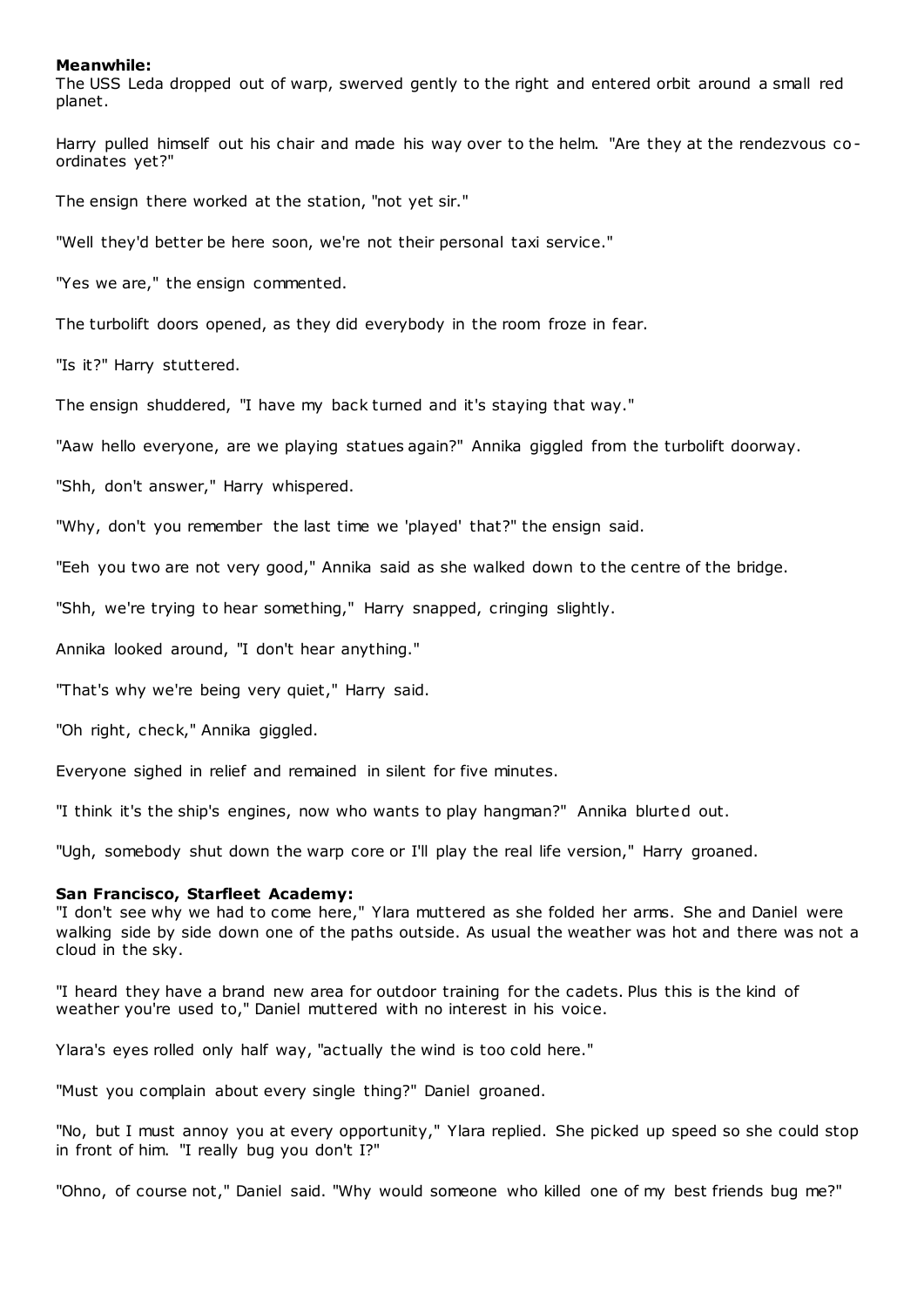**Meanwhile:**
The USS Leda dropped out of warp, swerved gently to the right and entered orbit around a small red planet.

Harry pulled himself out his chair and made his way over to the helm. "Are they at the rendezvous co-ordinates yet?"

The ensign there worked at the station, "not yet sir."

"Well they'd better be here soon, we're not their personal taxi service."

"Yes we are," the ensign commented.

The turbolift doors opened, as they did everybody in the room froze in fear.

"Is it?" Harry stuttered.

The ensign shuddered, "I have my back turned and it's staying that way."

"Aaw hello everyone, are we playing statues again?" Annika giggled from the turbolift doorway.

"Shh, don't answer," Harry whispered.

"Why, don't you remember the last time we 'played' that?" the ensign said.

"Eeh you two are not very good," Annika said as she walked down to the centre of the bridge.

"Shh, we're trying to hear something," Harry snapped, cringing slightly.

Annika looked around, "I don't hear anything."

"That's why we're being very quiet," Harry said.

"Oh right, check," Annika giggled.

Everyone sighed in relief and remained in silent for five minutes.

"I think it's the ship's engines, now who wants to play hangman?" Annika blurted out.

"Ugh, somebody shut down the warp core or I'll play the real life version," Harry groaned.

**San Francisco, Starfleet Academy:**
"I don't see why we had to come here," Ylara muttered as she folded her arms. She and Daniel were walking side by side down one of the paths outside. As usual the weather was hot and there was not a cloud in the sky.

"I heard they have a brand new area for outdoor training for the cadets. Plus this is the kind of weather you're used to," Daniel muttered with no interest in his voice.

Ylara's eyes rolled only half way, "actually the wind is too cold here."

"Must you complain about every single thing?" Daniel groaned.

"No, but I must annoy you at every opportunity," Ylara replied. She picked up speed so she could stop in front of him. "I really bug you don't I?"

"Ohno, of course not," Daniel said. "Why would someone who killed one of my best friends bug me?"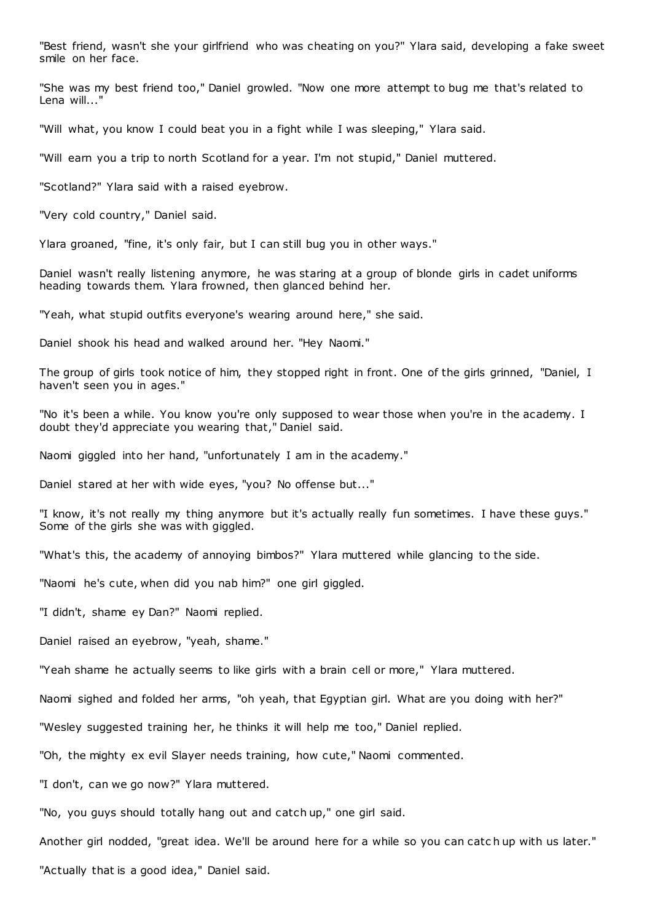"Best friend, wasn't she your girlfriend who was cheating on you?" Ylara said, developing a fake sweet smile on her face.

"She was my best friend too," Daniel growled. "Now one more attempt to bug me that's related to Lena will..."

"Will what, you know I could beat you in a fight while I was sleeping," Ylara said.

"Will earn you a trip to north Scotland for a year. I'm not stupid," Daniel muttered.

"Scotland?" Ylara said with a raised eyebrow.

"Very cold country," Daniel said.

Ylara groaned, "fine, it's only fair, but I can still bug you in other ways."

Daniel wasn't really listening anymore, he was staring at a group of blonde girls in cadet uniforms heading towards them. Ylara frowned, then glanced behind her.

"Yeah, what stupid outfits everyone's wearing around here," she said.

Daniel shook his head and walked around her. "Hey Naomi."

The group of girls took notice of him, they stopped right in front. One of the girls grinned, "Daniel, I haven't seen you in ages."

"No it's been a while. You know you're only supposed to wear those when you're in the academy. I doubt they'd appreciate you wearing that," Daniel said.

Naomi giggled into her hand, "unfortunately I am in the academy."

Daniel stared at her with wide eyes, "you? No offense but..."

"I know, it's not really my thing anymore but it's actually really fun sometimes. I have these guys." Some of the girls she was with giggled.

"What's this, the academy of annoying bimbos?" Ylara muttered while glancing to the side.

"Naomi he's cute, when did you nab him?" one girl giggled.

"I didn't, shame ey Dan?" Naomi replied.

Daniel raised an eyebrow, "yeah, shame."

"Yeah shame he actually seems to like girls with a brain cell or more," Ylara muttered.

Naomi sighed and folded her arms, "oh yeah, that Egyptian girl. What are you doing with her?"

"Wesley suggested training her, he thinks it will help me too," Daniel replied.

"Oh, the mighty ex evil Slayer needs training, how cute," Naomi commented.

"I don't, can we go now?" Ylara muttered.

"No, you guys should totally hang out and catch up," one girl said.

Another girl nodded, "great idea. We'll be around here for a while so you can catch up with us later."

"Actually that is a good idea," Daniel said.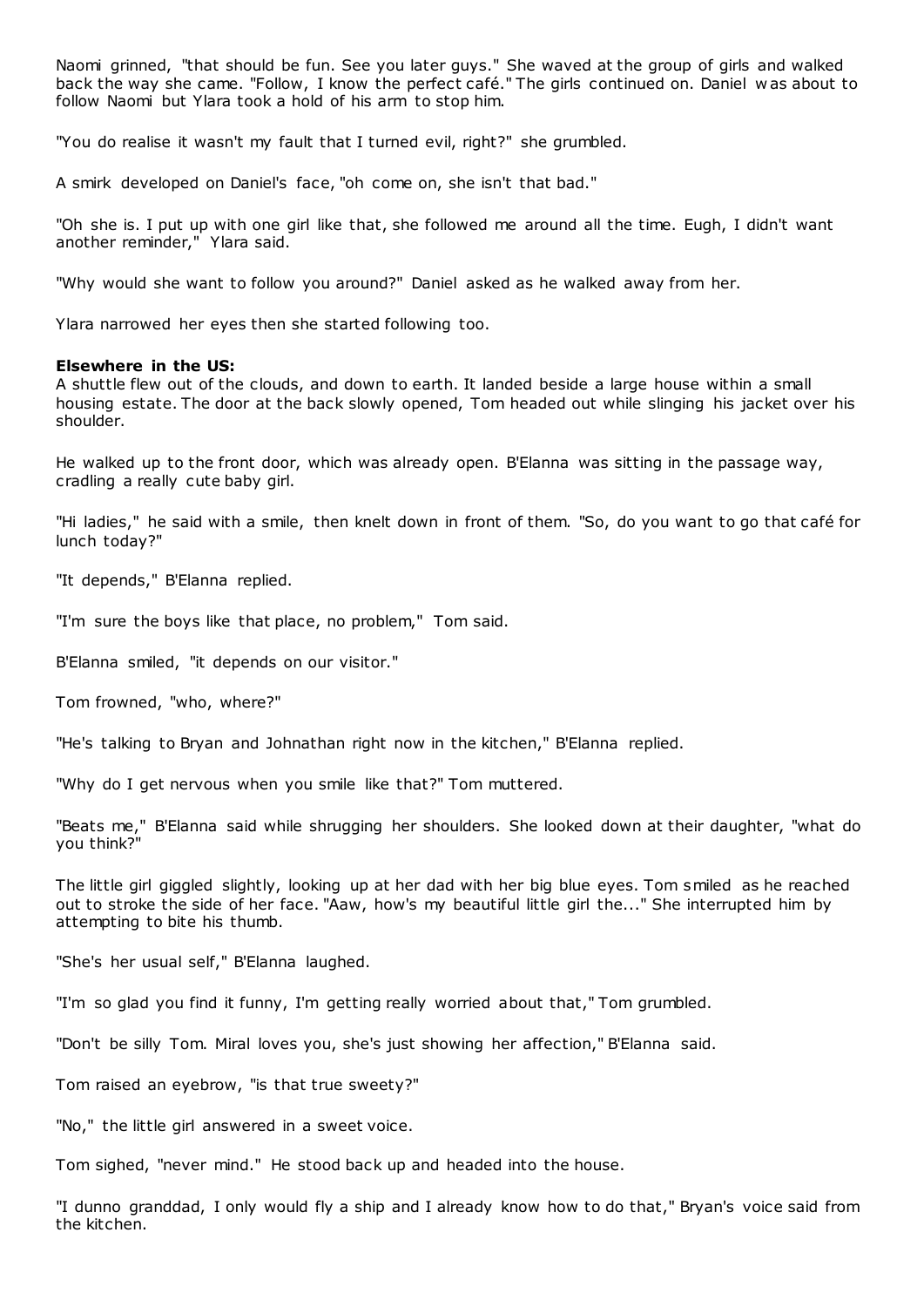Naomi grinned, "that should be fun. See you later guys." She waved at the group of girls and walked back the way she came. "Follow, I know the perfect café." The girls continued on. Daniel was about to follow Naomi but Ylara took a hold of his arm to stop him.

"You do realise it wasn't my fault that I turned evil, right?" she grumbled.

A smirk developed on Daniel's face, "oh come on, she isn't that bad."

"Oh she is. I put up with one girl like that, she followed me around all the time. Eugh, I didn't want another reminder," Ylara said.

"Why would she want to follow you around?" Daniel asked as he walked away from her.

Ylara narrowed her eyes then she started following too.

**Elsewhere in the US:**
A shuttle flew out of the clouds, and down to earth. It landed beside a large house within a small housing estate. The door at the back slowly opened, Tom headed out while slinging his jacket over his shoulder.

He walked up to the front door, which was already open. B'Elanna was sitting in the passage way, cradling a really cute baby girl.

"Hi ladies," he said with a smile, then knelt down in front of them. "So, do you want to go that café for lunch today?"

"It depends," B'Elanna replied.

"I'm sure the boys like that place, no problem," Tom said.

B'Elanna smiled, "it depends on our visitor."

Tom frowned, "who, where?"

"He's talking to Bryan and Johnathan right now in the kitchen," B'Elanna replied.

"Why do I get nervous when you smile like that?" Tom muttered.

"Beats me," B'Elanna said while shrugging her shoulders. She looked down at their daughter, "what do you think?"

The little girl giggled slightly, looking up at her dad with her big blue eyes. Tom smiled as he reached out to stroke the side of her face. "Aaw, how's my beautiful little girl the..." She interrupted him by attempting to bite his thumb.

"She's her usual self," B'Elanna laughed.

"I'm so glad you find it funny, I'm getting really worried about that," Tom grumbled.

"Don't be silly Tom. Miral loves you, she's just showing her affection," B'Elanna said.

Tom raised an eyebrow, "is that true sweety?"

"No," the little girl answered in a sweet voice.

Tom sighed, "never mind." He stood back up and headed into the house.

"I dunno granddad, I only would fly a ship and I already know how to do that," Bryan's voice said from the kitchen.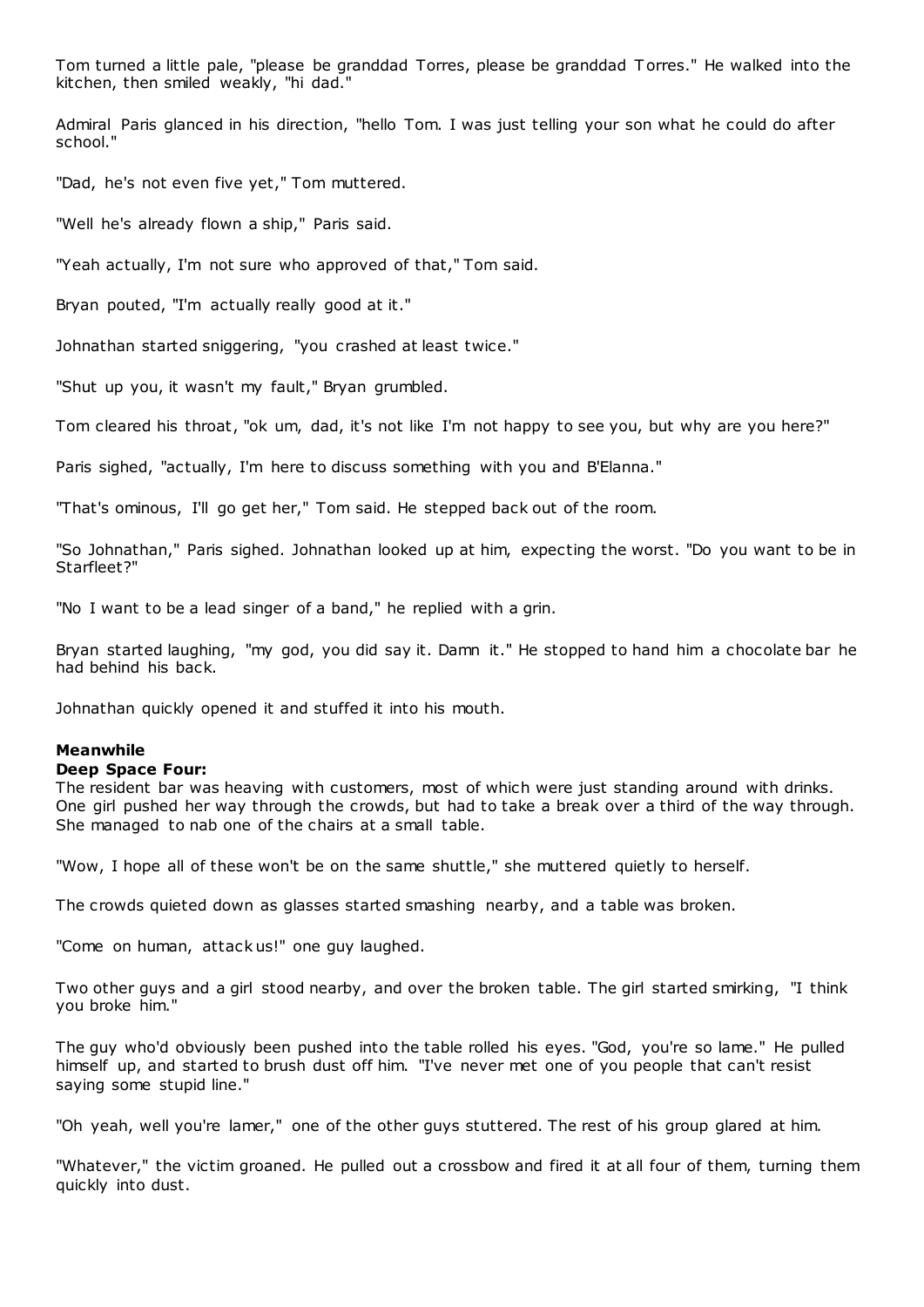Tom turned a little pale, "please be granddad Torres, please be granddad Torres." He walked into the kitchen, then smiled weakly, "hi dad."

Admiral Paris glanced in his direction, "hello Tom. I was just telling your son what he could do after school."

"Dad, he's not even five yet," Tom muttered.

"Well he's already flown a ship," Paris said.

"Yeah actually, I'm not sure who approved of that," Tom said.

Bryan pouted, "I'm actually really good at it."

Johnathan started sniggering, "you crashed at least twice."

"Shut up you, it wasn't my fault," Bryan grumbled.

Tom cleared his throat, "ok um, dad, it's not like I'm not happy to see you, but why are you here?"

Paris sighed, "actually, I'm here to discuss something with you and B'Elanna."

"That's ominous, I'll go get her," Tom said. He stepped back out of the room.

"So Johnathan," Paris sighed. Johnathan looked up at him, expecting the worst. "Do you want to be in Starfleet?"

"No I want to be a lead singer of a band," he replied with a grin.

Bryan started laughing, "my god, you did say it. Damn it." He stopped to hand him a chocolate bar he had behind his back.

Johnathan quickly opened it and stuffed it into his mouth.

**Meanwhile**
**Deep Space Four:**
The resident bar was heaving with customers, most of which were just standing around with drinks. One girl pushed her way through the crowds, but had to take a break over a third of the way through. She managed to nab one of the chairs at a small table.

"Wow, I hope all of these won't be on the same shuttle," she muttered quietly to herself.

The crowds quieted down as glasses started smashing nearby, and a table was broken.

"Come on human, attack us!" one guy laughed.

Two other guys and a girl stood nearby, and over the broken table. The girl started smirking, "I think you broke him."

The guy who'd obviously been pushed into the table rolled his eyes. "God, you're so lame." He pulled himself up, and started to brush dust off him. "I've never met one of you people that can't resist saying some stupid line."

"Oh yeah, well you're lamer," one of the other guys stuttered. The rest of his group glared at him.

"Whatever," the victim groaned. He pulled out a crossbow and fired it at all four of them, turning them quickly into dust.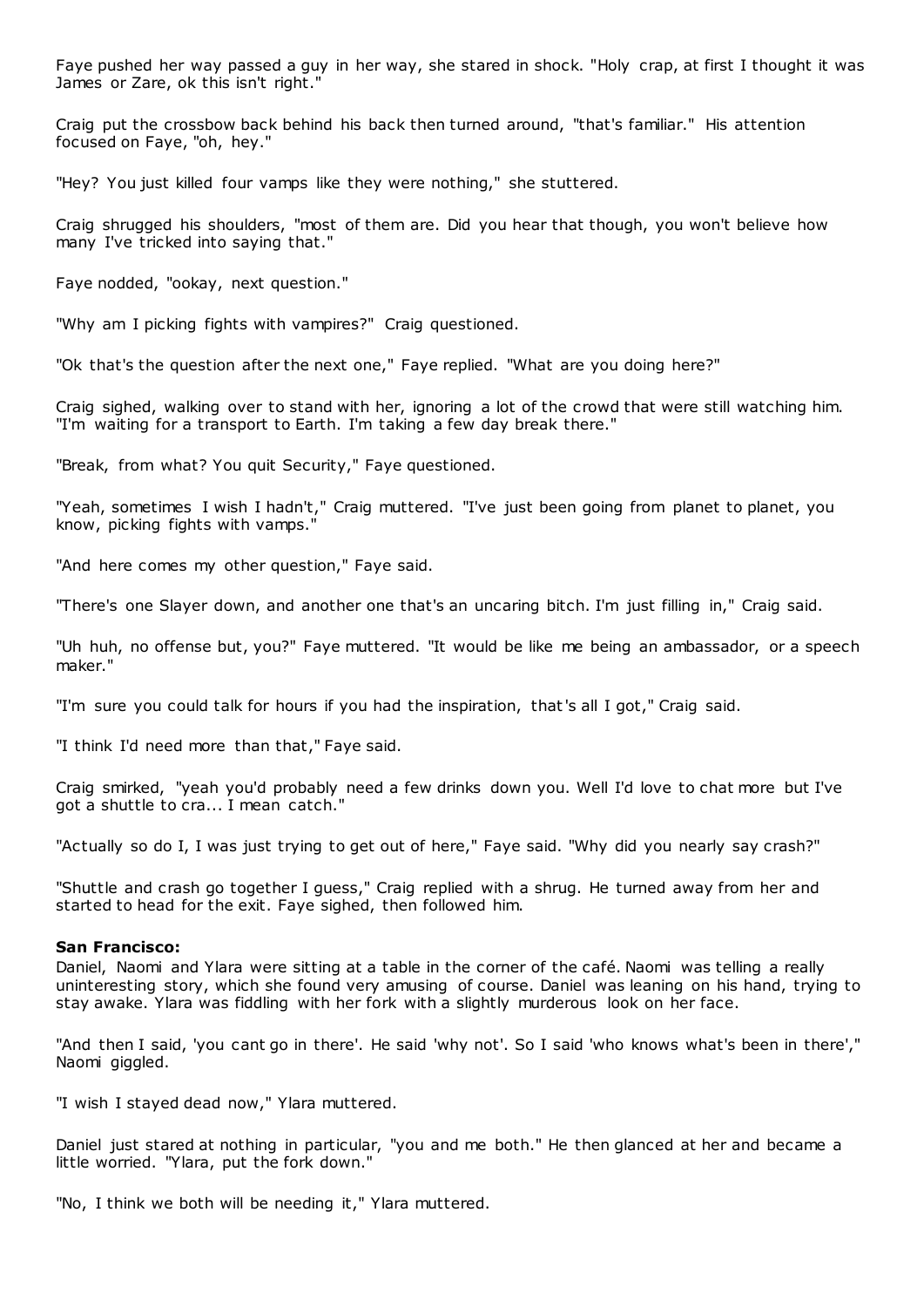Faye pushed her way passed a guy in her way, she stared in shock. "Holy crap, at first I thought it was James or Zare, ok this isn't right."

Craig put the crossbow back behind his back then turned around, "that's familiar." His attention focused on Faye, "oh, hey."

"Hey? You just killed four vamps like they were nothing," she stuttered.

Craig shrugged his shoulders, "most of them are. Did you hear that though, you won't believe how many I've tricked into saying that."

Faye nodded, "ookay, next question."

"Why am I picking fights with vampires?" Craig questioned.

"Ok that's the question after the next one," Faye replied. "What are you doing here?"

Craig sighed, walking over to stand with her, ignoring a lot of the crowd that were still watching him. "I'm waiting for a transport to Earth. I'm taking a few day break there."

"Break, from what? You quit Security," Faye questioned.

"Yeah, sometimes I wish I hadn't," Craig muttered. "I've just been going from planet to planet, you know, picking fights with vamps."

"And here comes my other question," Faye said.

"There's one Slayer down, and another one that's an uncaring bitch. I'm just filling in," Craig said.

"Uh huh, no offense but, you?" Faye muttered. "It would be like me being an ambassador, or a speech maker."

"I'm sure you could talk for hours if you had the inspiration, that's all I got," Craig said.

"I think I'd need more than that," Faye said.

Craig smirked, "yeah you'd probably need a few drinks down you. Well I'd love to chat more but I've got a shuttle to cra... I mean catch."

"Actually so do I, I was just trying to get out of here," Faye said. "Why did you nearly say crash?"

"Shuttle and crash go together I guess," Craig replied with a shrug. He turned away from her and started to head for the exit. Faye sighed, then followed him.

**San Francisco:**
Daniel, Naomi and Ylara were sitting at a table in the corner of the café. Naomi was telling a really uninteresting story, which she found very amusing of course. Daniel was leaning on his hand, trying to stay awake. Ylara was fiddling with her fork with a slightly murderous look on her face.

"And then I said, 'you cant go in there'. He said 'why not'. So I said 'who knows what's been in there'," Naomi giggled.

"I wish I stayed dead now," Ylara muttered.

Daniel just stared at nothing in particular, "you and me both." He then glanced at her and became a little worried. "Ylara, put the fork down."

"No, I think we both will be needing it," Ylara muttered.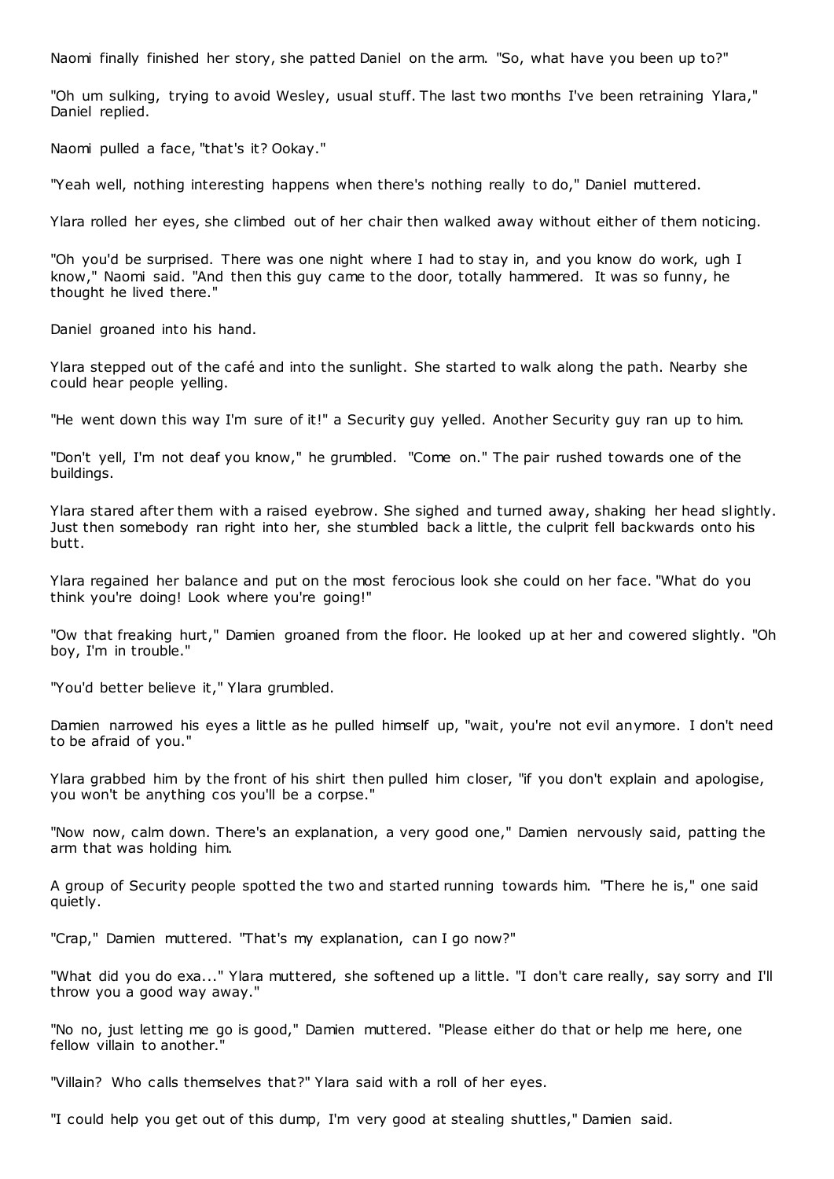Naomi finally finished her story, she patted Daniel on the arm. "So, what have you been up to?"

"Oh um sulking, trying to avoid Wesley, usual stuff. The last two months I've been retraining Ylara," Daniel replied.

Naomi pulled a face, "that's it? Ookay."

"Yeah well, nothing interesting happens when there's nothing really to do," Daniel muttered.

Ylara rolled her eyes, she climbed out of her chair then walked away without either of them noticing.

"Oh you'd be surprised. There was one night where I had to stay in, and you know do work, ugh I know," Naomi said. "And then this guy came to the door, totally hammered. It was so funny, he thought he lived there."

Daniel groaned into his hand.

Ylara stepped out of the café and into the sunlight. She started to walk along the path. Nearby she could hear people yelling.

"He went down this way I'm sure of it!" a Security guy yelled. Another Security guy ran up to him.

"Don't yell, I'm not deaf you know," he grumbled. "Come on." The pair rushed towards one of the buildings.

Ylara stared after them with a raised eyebrow. She sighed and turned away, shaking her head slightly. Just then somebody ran right into her, she stumbled back a little, the culprit fell backwards onto his butt.

Ylara regained her balance and put on the most ferocious look she could on her face. "What do you think you're doing! Look where you're going!"

"Ow that freaking hurt," Damien groaned from the floor. He looked up at her and cowered slightly. "Oh boy, I'm in trouble."

"You'd better believe it," Ylara grumbled.

Damien narrowed his eyes a little as he pulled himself up, "wait, you're not evil anymore. I don't need to be afraid of you."

Ylara grabbed him by the front of his shirt then pulled him closer, "if you don't explain and apologise, you won't be anything cos you'll be a corpse."

"Now now, calm down. There's an explanation, a very good one," Damien nervously said, patting the arm that was holding him.

A group of Security people spotted the two and started running towards him. "There he is," one said quietly.

"Crap," Damien muttered. "That's my explanation, can I go now?"

"What did you do exa..." Ylara muttered, she softened up a little. "I don't care really, say sorry and I'll throw you a good way away."

"No no, just letting me go is good," Damien muttered. "Please either do that or help me here, one fellow villain to another."

"Villain? Who calls themselves that?" Ylara said with a roll of her eyes.

"I could help you get out of this dump, I'm very good at stealing shuttles," Damien said.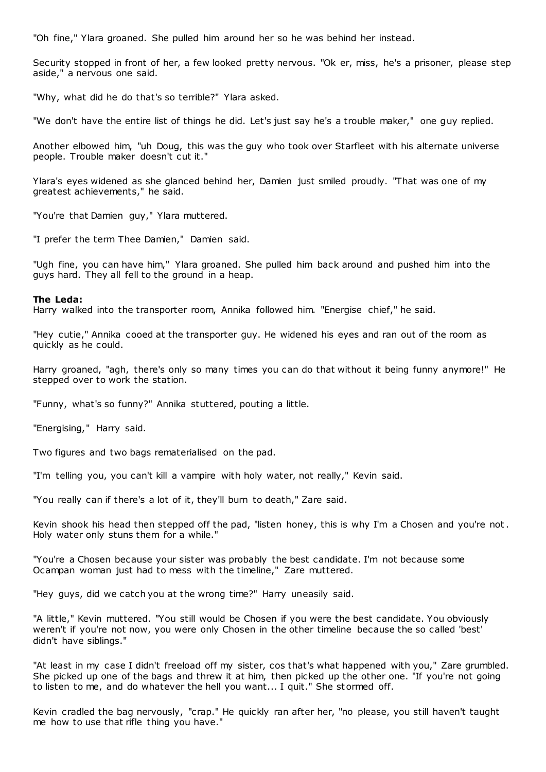"Oh fine," Ylara groaned. She pulled him around her so he was behind her instead.

Security stopped in front of her, a few looked pretty nervous. "Ok er, miss, he's a prisoner, please step aside," a nervous one said.

"Why, what did he do that's so terrible?" Ylara asked.

"We don't have the entire list of things he did. Let's just say he's a trouble maker," one guy replied.

Another elbowed him, "uh Doug, this was the guy who took over Starfleet with his alternate universe people. Trouble maker doesn't cut it."

Ylara's eyes widened as she glanced behind her, Damien just smiled proudly. "That was one of my greatest achievements," he said.

"You're that Damien guy," Ylara muttered.

"I prefer the term Thee Damien," Damien said.

"Ugh fine, you can have him," Ylara groaned. She pulled him back around and pushed him into the guys hard. They all fell to the ground in a heap.

**The Leda:**

Harry walked into the transporter room, Annika followed him. "Energise chief," he said.

"Hey cutie," Annika cooed at the transporter guy. He widened his eyes and ran out of the room as quickly as he could.

Harry groaned, "agh, there's only so many times you can do that without it being funny anymore!" He stepped over to work the station.

"Funny, what's so funny?" Annika stuttered, pouting a little.

"Energising," Harry said.

Two figures and two bags rematerialised on the pad.

"I'm telling you, you can't kill a vampire with holy water, not really," Kevin said.

"You really can if there's a lot of it, they'll burn to death," Zare said.

Kevin shook his head then stepped off the pad, "listen honey, this is why I'm a Chosen and you're not. Holy water only stuns them for a while."

"You're a Chosen because your sister was probably the best candidate. I'm not because some Ocampan woman just had to mess with the timeline," Zare muttered.

"Hey guys, did we catch you at the wrong time?" Harry uneasily said.

"A little," Kevin muttered. "You still would be Chosen if you were the best candidate. You obviously weren't if you're not now, you were only Chosen in the other timeline because the so called 'best' didn't have siblings."

"At least in my case I didn't freeload off my sister, cos that's what happened with you," Zare grumbled. She picked up one of the bags and threw it at him, then picked up the other one. "If you're not going to listen to me, and do whatever the hell you want... I quit." She stormed off.

Kevin cradled the bag nervously, "crap." He quickly ran after her, "no please, you still haven't taught me how to use that rifle thing you have."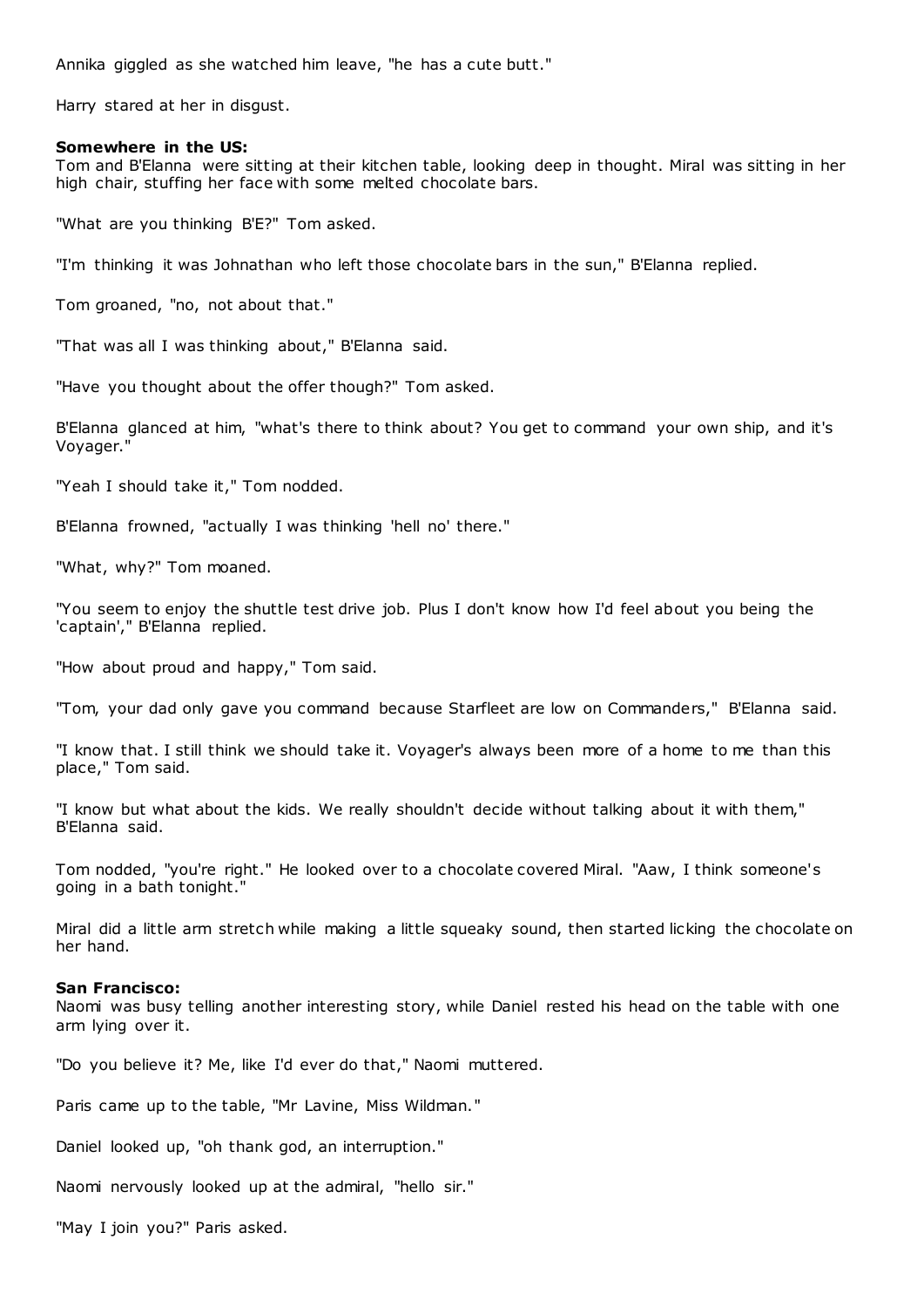Annika giggled as she watched him leave, "he has a cute butt."

Harry stared at her in disgust.

**Somewhere in the US:**
Tom and B'Elanna were sitting at their kitchen table, looking deep in thought. Miral was sitting in her high chair, stuffing her face with some melted chocolate bars.

"What are you thinking B'E?" Tom asked.

"I'm thinking it was Johnathan who left those chocolate bars in the sun," B'Elanna replied.

Tom groaned, "no, not about that."

"That was all I was thinking about," B'Elanna said.

"Have you thought about the offer though?" Tom asked.

B'Elanna glanced at him, "what's there to think about? You get to command your own ship, and it's Voyager."

"Yeah I should take it," Tom nodded.

B'Elanna frowned, "actually I was thinking 'hell no' there."

"What, why?" Tom moaned.

"You seem to enjoy the shuttle test drive job. Plus I don't know how I'd feel about you being the 'captain'," B'Elanna replied.

"How about proud and happy," Tom said.

"Tom, your dad only gave you command because Starfleet are low on Commanders," B'Elanna said.

"I know that. I still think we should take it. Voyager's always been more of a home to me than this place," Tom said.

"I know but what about the kids. We really shouldn't decide without talking about it with them," B'Elanna said.

Tom nodded, "you're right." He looked over to a chocolate covered Miral. "Aaw, I think someone's going in a bath tonight."

Miral did a little arm stretch while making a little squeaky sound, then started licking the chocolate on her hand.

**San Francisco:**
Naomi was busy telling another interesting story, while Daniel rested his head on the table with one arm lying over it.

"Do you believe it? Me, like I'd ever do that," Naomi muttered.

Paris came up to the table, "Mr Lavine, Miss Wildman."

Daniel looked up, "oh thank god, an interruption."

Naomi nervously looked up at the admiral, "hello sir."

"May I join you?" Paris asked.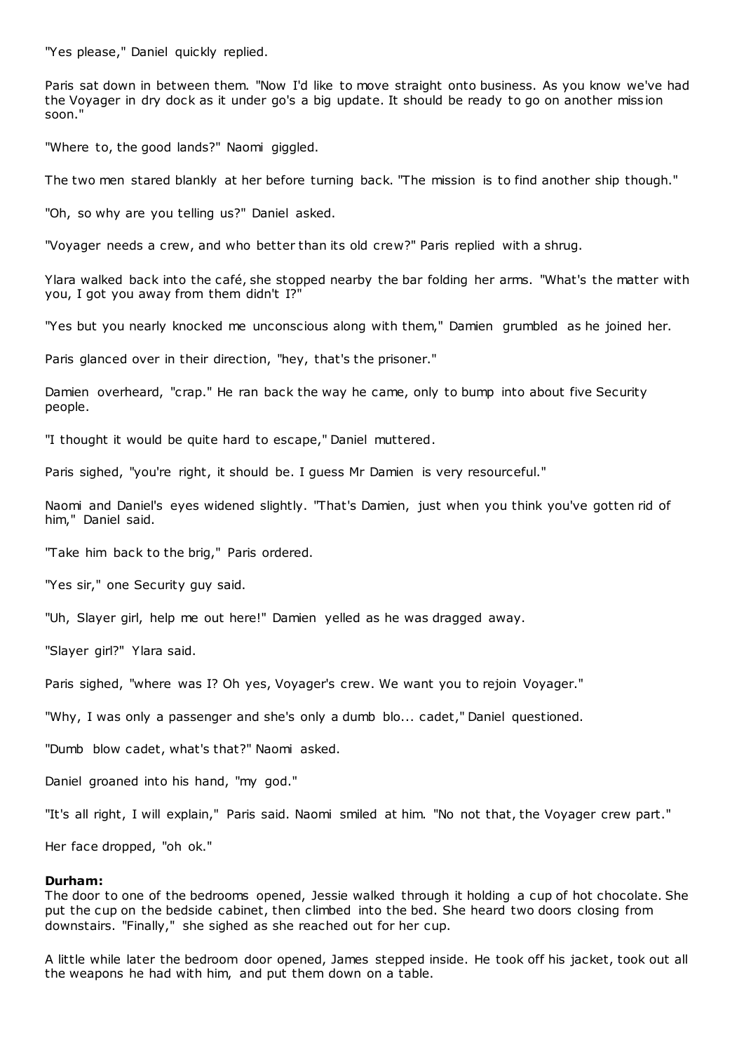"Yes please," Daniel quickly replied.

Paris sat down in between them. "Now I'd like to move straight onto business. As you know we've had the Voyager in dry dock as it under go's a big update. It should be ready to go on another mission soon."

"Where to, the good lands?" Naomi giggled.

The two men stared blankly at her before turning back. "The mission is to find another ship though."

"Oh, so why are you telling us?" Daniel asked.

"Voyager needs a crew, and who better than its old crew?" Paris replied with a shrug.

Ylara walked back into the café, she stopped nearby the bar folding her arms. "What's the matter with you, I got you away from them didn't I?"

"Yes but you nearly knocked me unconscious along with them," Damien grumbled as he joined her.

Paris glanced over in their direction, "hey, that's the prisoner."

Damien overheard, "crap." He ran back the way he came, only to bump into about five Security people.

"I thought it would be quite hard to escape," Daniel muttered.

Paris sighed, "you're right, it should be. I guess Mr Damien is very resourceful."

Naomi and Daniel's eyes widened slightly. "That's Damien, just when you think you've gotten rid of him," Daniel said.

"Take him back to the brig," Paris ordered.

"Yes sir," one Security guy said.

"Uh, Slayer girl, help me out here!" Damien yelled as he was dragged away.

"Slayer girl?" Ylara said.

Paris sighed, "where was I? Oh yes, Voyager's crew. We want you to rejoin Voyager."

"Why, I was only a passenger and she's only a dumb blo... cadet," Daniel questioned.

"Dumb blow cadet, what's that?" Naomi asked.

Daniel groaned into his hand, "my god."

"It's all right, I will explain," Paris said. Naomi smiled at him. "No not that, the Voyager crew part."

Her face dropped, "oh ok."

**Durham:**
The door to one of the bedrooms opened, Jessie walked through it holding a cup of hot chocolate. She put the cup on the bedside cabinet, then climbed into the bed. She heard two doors closing from downstairs. "Finally," she sighed as she reached out for her cup.

A little while later the bedroom door opened, James stepped inside. He took off his jacket, took out all the weapons he had with him, and put them down on a table.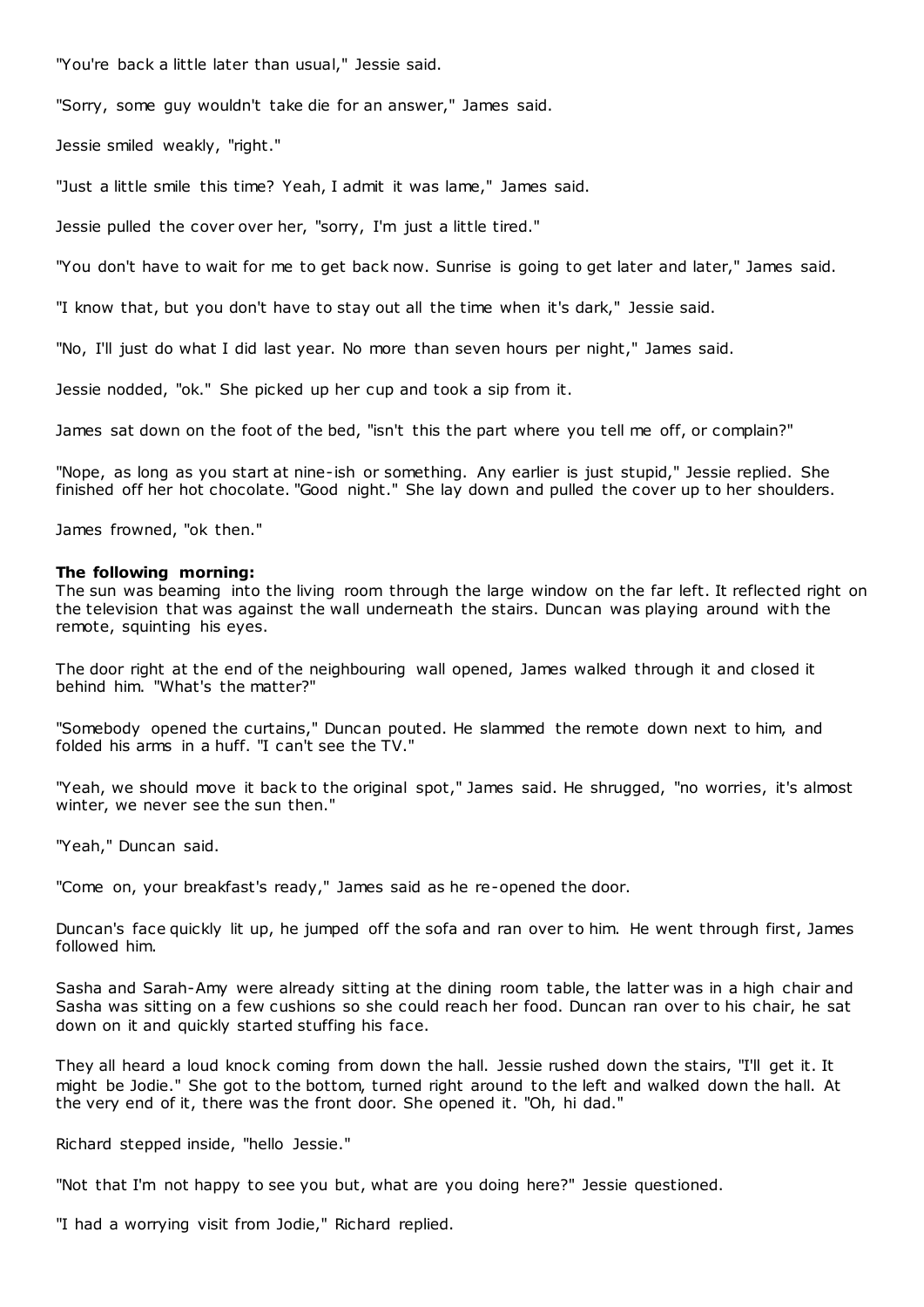"You're back a little later than usual," Jessie said.

"Sorry, some guy wouldn't take die for an answer," James said.

Jessie smiled weakly, "right."

"Just a little smile this time? Yeah, I admit it was lame," James said.

Jessie pulled the cover over her, "sorry, I'm just a little tired."

"You don't have to wait for me to get back now. Sunrise is going to get later and later," James said.

"I know that, but you don't have to stay out all the time when it's dark," Jessie said.

"No, I'll just do what I did last year. No more than seven hours per night," James said.

Jessie nodded, "ok." She picked up her cup and took a sip from it.

James sat down on the foot of the bed, "isn't this the part where you tell me off, or complain?"

"Nope, as long as you start at nine-ish or something. Any earlier is just stupid," Jessie replied. She finished off her hot chocolate. "Good night." She lay down and pulled the cover up to her shoulders.

James frowned, "ok then."

**The following morning:**
The sun was beaming into the living room through the large window on the far left. It reflected right on the television that was against the wall underneath the stairs. Duncan was playing around with the remote, squinting his eyes.

The door right at the end of the neighbouring wall opened, James walked through it and closed it behind him. "What's the matter?"

"Somebody opened the curtains," Duncan pouted. He slammed the remote down next to him, and folded his arms in a huff. "I can't see the TV."

"Yeah, we should move it back to the original spot," James said. He shrugged, "no worries, it's almost winter, we never see the sun then."

"Yeah," Duncan said.

"Come on, your breakfast's ready," James said as he re-opened the door.

Duncan's face quickly lit up, he jumped off the sofa and ran over to him. He went through first, James followed him.

Sasha and Sarah-Amy were already sitting at the dining room table, the latter was in a high chair and Sasha was sitting on a few cushions so she could reach her food. Duncan ran over to his chair, he sat down on it and quickly started stuffing his face.

They all heard a loud knock coming from down the hall. Jessie rushed down the stairs, "I'll get it. It might be Jodie." She got to the bottom, turned right around to the left and walked down the hall. At the very end of it, there was the front door. She opened it. "Oh, hi dad."

Richard stepped inside, "hello Jessie."

"Not that I'm not happy to see you but, what are you doing here?" Jessie questioned.

"I had a worrying visit from Jodie," Richard replied.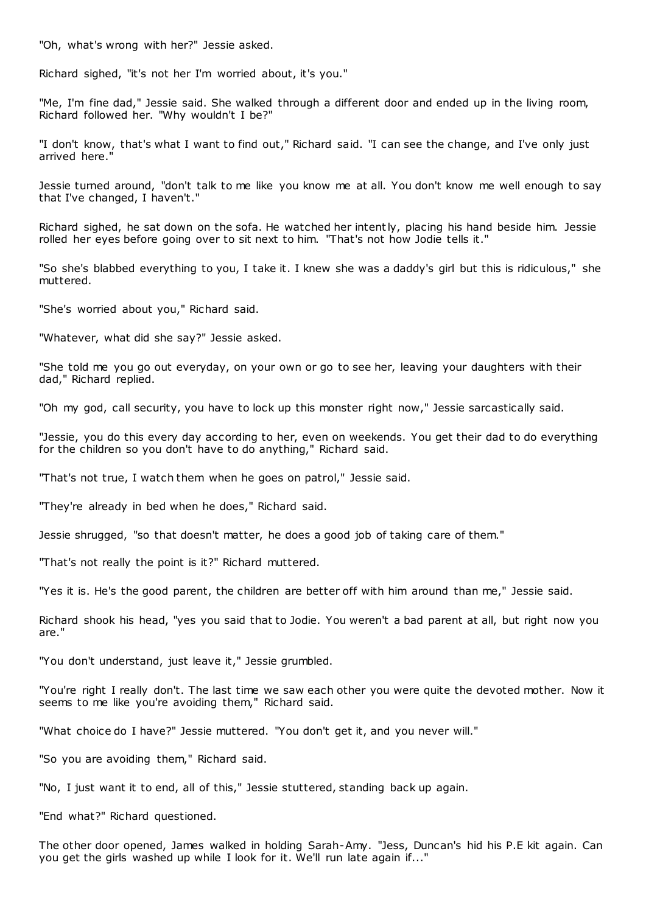"Oh, what's wrong with her?" Jessie asked.

Richard sighed, "it's not her I'm worried about, it's you."

"Me, I'm fine dad," Jessie said. She walked through a different door and ended up in the living room, Richard followed her. "Why wouldn't I be?"

"I don't know, that's what I want to find out," Richard said. "I can see the change, and I've only just arrived here."

Jessie turned around, "don't talk to me like you know me at all. You don't know me well enough to say that I've changed, I haven't."

Richard sighed, he sat down on the sofa. He watched her intently, placing his hand beside him. Jessie rolled her eyes before going over to sit next to him. "That's not how Jodie tells it."

"So she's blabbed everything to you, I take it. I knew she was a daddy's girl but this is ridiculous," she muttered.

"She's worried about you," Richard said.

"Whatever, what did she say?" Jessie asked.

"She told me you go out everyday, on your own or go to see her, leaving your daughters with their dad," Richard replied.

"Oh my god, call security, you have to lock up this monster right now," Jessie sarcastically said.

"Jessie, you do this every day according to her, even on weekends. You get their dad to do everything for the children so you don't have to do anything," Richard said.

"That's not true, I watch them when he goes on patrol," Jessie said.

"They're already in bed when he does," Richard said.

Jessie shrugged, "so that doesn't matter, he does a good job of taking care of them."

"That's not really the point is it?" Richard muttered.

"Yes it is. He's the good parent, the children are better off with him around than me," Jessie said.

Richard shook his head, "yes you said that to Jodie. You weren't a bad parent at all, but right now you are."

"You don't understand, just leave it," Jessie grumbled.

"You're right I really don't. The last time we saw each other you were quite the devoted mother. Now it seems to me like you're avoiding them," Richard said.

"What choice do I have?" Jessie muttered. "You don't get it, and you never will."

"So you are avoiding them," Richard said.

"No, I just want it to end, all of this," Jessie stuttered, standing back up again.

"End what?" Richard questioned.

The other door opened, James walked in holding Sarah-Amy. "Jess, Duncan's hid his P.E kit again. Can you get the girls washed up while I look for it. We'll run late again if..."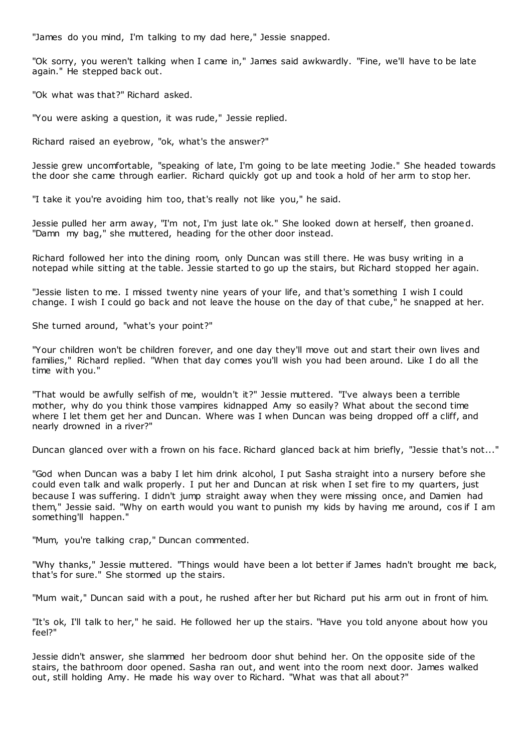"James do you mind, I'm talking to my dad here," Jessie snapped.

"Ok sorry, you weren't talking when I came in," James said awkwardly. "Fine, we'll have to be late again." He stepped back out.

"Ok what was that?" Richard asked.

"You were asking a question, it was rude," Jessie replied.

Richard raised an eyebrow, "ok, what's the answer?"

Jessie grew uncomfortable, "speaking of late, I'm going to be late meeting Jodie." She headed towards the door she came through earlier. Richard quickly got up and took a hold of her arm to stop her.

"I take it you're avoiding him too, that's really not like you," he said.

Jessie pulled her arm away, "I'm not, I'm just late ok." She looked down at herself, then groaned. "Damn my bag," she muttered, heading for the other door instead.

Richard followed her into the dining room, only Duncan was still there. He was busy writing in a notepad while sitting at the table. Jessie started to go up the stairs, but Richard stopped her again.

"Jessie listen to me. I missed twenty nine years of your life, and that's something I wish I could change. I wish I could go back and not leave the house on the day of that cube," he snapped at her.

She turned around, "what's your point?"

"Your children won't be children forever, and one day they'll move out and start their own lives and families," Richard replied. "When that day comes you'll wish you had been around. Like I do all the time with you."

"That would be awfully selfish of me, wouldn't it?" Jessie muttered. "I've always been a terrible mother, why do you think those vampires kidnapped Amy so easily? What about the second time where I let them get her and Duncan. Where was I when Duncan was being dropped off a cliff, and nearly drowned in a river?"

Duncan glanced over with a frown on his face. Richard glanced back at him briefly, "Jessie that's not..."

"God when Duncan was a baby I let him drink alcohol, I put Sasha straight into a nursery before she could even talk and walk properly. I put her and Duncan at risk when I set fire to my quarters, just because I was suffering. I didn't jump straight away when they were missing once, and Damien had them," Jessie said. "Why on earth would you want to punish my kids by having me around, cos if I am something'll happen."

"Mum, you're talking crap," Duncan commented.

"Why thanks," Jessie muttered. "Things would have been a lot better if James hadn't brought me back, that's for sure." She stormed up the stairs.

"Mum wait," Duncan said with a pout, he rushed after her but Richard put his arm out in front of him.

"It's ok, I'll talk to her," he said. He followed her up the stairs. "Have you told anyone about how you feel?"

Jessie didn't answer, she slammed her bedroom door shut behind her. On the opposite side of the stairs, the bathroom door opened. Sasha ran out, and went into the room next door. James walked out, still holding Amy. He made his way over to Richard. "What was that all about?"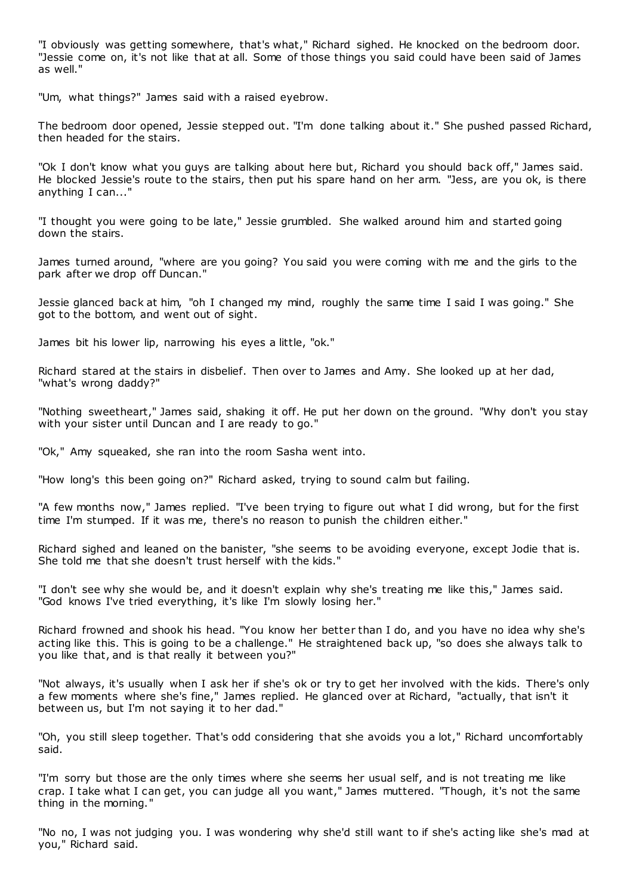"I obviously was getting somewhere, that's what," Richard sighed. He knocked on the bedroom door. "Jessie come on, it's not like that at all. Some of those things you said could have been said of James as well."

"Um, what things?" James said with a raised eyebrow.

The bedroom door opened, Jessie stepped out. "I'm done talking about it." She pushed passed Richard, then headed for the stairs.

"Ok I don't know what you guys are talking about here but, Richard you should back off," James said. He blocked Jessie's route to the stairs, then put his spare hand on her arm. "Jess, are you ok, is there anything I can..."

"I thought you were going to be late," Jessie grumbled. She walked around him and started going down the stairs.

James turned around, "where are you going? You said you were coming with me and the girls to the park after we drop off Duncan."

Jessie glanced back at him, "oh I changed my mind, roughly the same time I said I was going." She got to the bottom, and went out of sight.

James bit his lower lip, narrowing his eyes a little, "ok."

Richard stared at the stairs in disbelief. Then over to James and Amy. She looked up at her dad, "what's wrong daddy?"

"Nothing sweetheart," James said, shaking it off. He put her down on the ground. "Why don't you stay with your sister until Duncan and I are ready to go."

"Ok," Amy squeaked, she ran into the room Sasha went into.

"How long's this been going on?" Richard asked, trying to sound calm but failing.

"A few months now," James replied. "I've been trying to figure out what I did wrong, but for the first time I'm stumped. If it was me, there's no reason to punish the children either."

Richard sighed and leaned on the banister, "she seems to be avoiding everyone, except Jodie that is. She told me that she doesn't trust herself with the kids."

"I don't see why she would be, and it doesn't explain why she's treating me like this," James said. "God knows I've tried everything, it's like I'm slowly losing her."

Richard frowned and shook his head. "You know her better than I do, and you have no idea why she's acting like this. This is going to be a challenge." He straightened back up, "so does she always talk to you like that, and is that really it between you?"

"Not always, it's usually when I ask her if she's ok or try to get her involved with the kids. There's only a few moments where she's fine," James replied. He glanced over at Richard, "actually, that isn't it between us, but I'm not saying it to her dad."

"Oh, you still sleep together. That's odd considering that she avoids you a lot," Richard uncomfortably said.

"I'm sorry but those are the only times where she seems her usual self, and is not treating me like crap. I take what I can get, you can judge all you want," James muttered. "Though, it's not the same thing in the morning."

"No no, I was not judging you. I was wondering why she'd still want to if she's acting like she's mad at you," Richard said.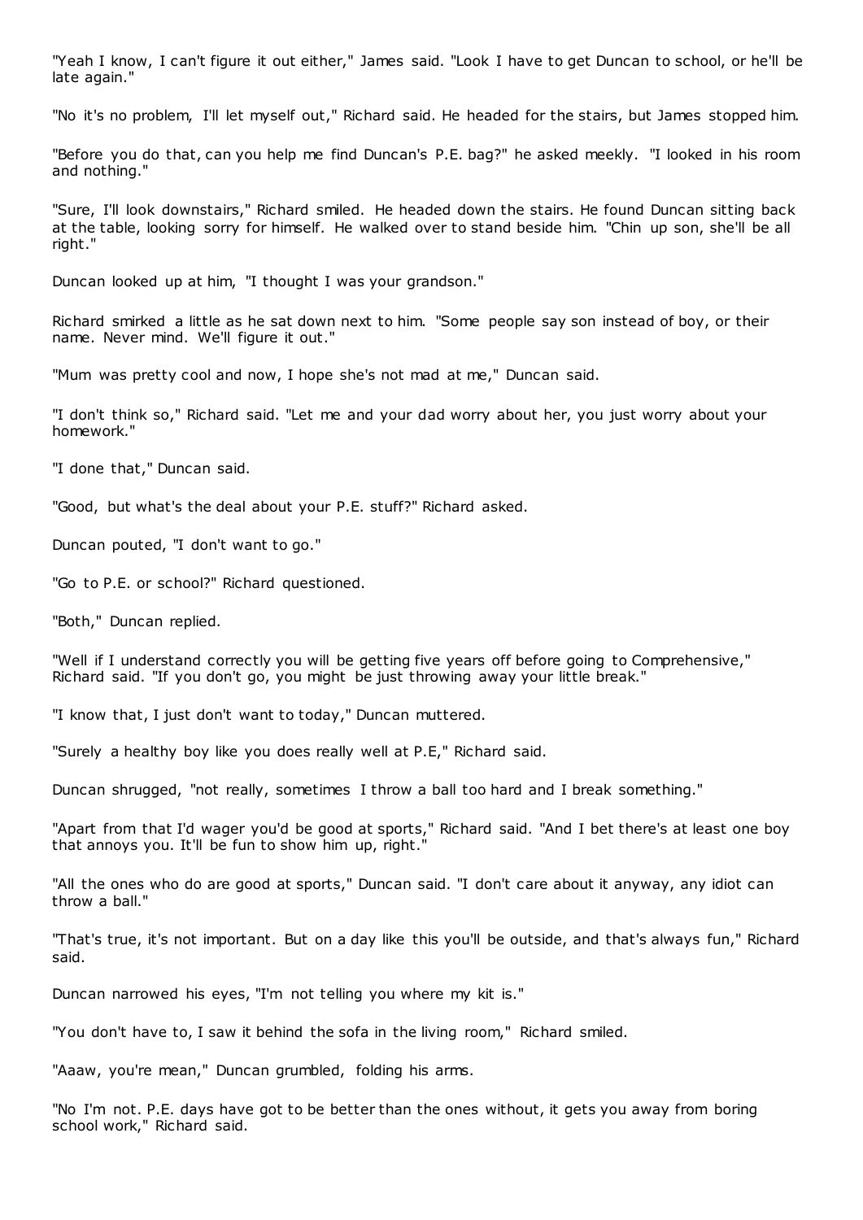"Yeah I know, I can't figure it out either," James said. "Look I have to get Duncan to school, or he'll be late again."

"No it's no problem, I'll let myself out," Richard said. He headed for the stairs, but James stopped him.

"Before you do that, can you help me find Duncan's P.E. bag?" he asked meekly. "I looked in his room and nothing."

"Sure, I'll look downstairs," Richard smiled. He headed down the stairs. He found Duncan sitting back at the table, looking sorry for himself. He walked over to stand beside him. "Chin up son, she'll be all right."

Duncan looked up at him, "I thought I was your grandson."

Richard smirked a little as he sat down next to him. "Some people say son instead of boy, or their name. Never mind. We'll figure it out."

"Mum was pretty cool and now, I hope she's not mad at me," Duncan said.

"I don't think so," Richard said. "Let me and your dad worry about her, you just worry about your homework."

"I done that," Duncan said.

"Good, but what's the deal about your P.E. stuff?" Richard asked.

Duncan pouted, "I don't want to go."

"Go to P.E. or school?" Richard questioned.

"Both," Duncan replied.

"Well if I understand correctly you will be getting five years off before going to Comprehensive," Richard said. "If you don't go, you might be just throwing away your little break."

"I know that, I just don't want to today," Duncan muttered.

"Surely a healthy boy like you does really well at P.E," Richard said.

Duncan shrugged, "not really, sometimes I throw a ball too hard and I break something."

"Apart from that I'd wager you'd be good at sports," Richard said. "And I bet there's at least one boy that annoys you. It'll be fun to show him up, right."

"All the ones who do are good at sports," Duncan said. "I don't care about it anyway, any idiot can throw a ball."

"That's true, it's not important. But on a day like this you'll be outside, and that's always fun," Richard said.

Duncan narrowed his eyes, "I'm not telling you where my kit is."

"You don't have to, I saw it behind the sofa in the living room," Richard smiled.

"Aaaw, you're mean," Duncan grumbled, folding his arms.

"No I'm not. P.E. days have got to be better than the ones without, it gets you away from boring school work," Richard said.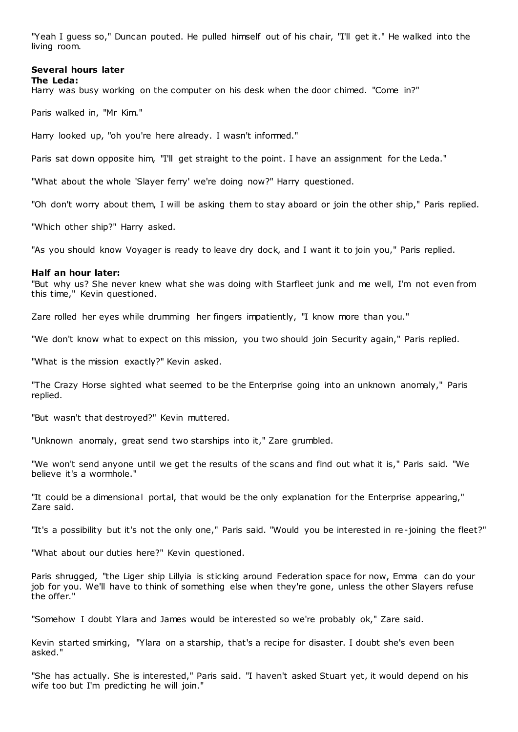"Yeah I guess so," Duncan pouted. He pulled himself out of his chair, "I'll get it." He walked into the living room.

**Several hours later**
**The Leda:**
Harry was busy working on the computer on his desk when the door chimed. "Come in?"

Paris walked in, "Mr Kim."

Harry looked up, "oh you're here already. I wasn't informed."

Paris sat down opposite him, "I'll get straight to the point. I have an assignment for the Leda."

"What about the whole 'Slayer ferry' we're doing now?" Harry questioned.

"Oh don't worry about them, I will be asking them to stay aboard or join the other ship," Paris replied.

"Which other ship?" Harry asked.

"As you should know Voyager is ready to leave dry dock, and I want it to join you," Paris replied.

**Half an hour later:**
"But why us? She never knew what she was doing with Starfleet junk and me well, I'm not even from this time," Kevin questioned.

Zare rolled her eyes while drumming her fingers impatiently, "I know more than you."

"We don't know what to expect on this mission, you two should join Security again," Paris replied.

"What is the mission exactly?" Kevin asked.

"The Crazy Horse sighted what seemed to be the Enterprise going into an unknown anomaly," Paris replied.

"But wasn't that destroyed?" Kevin muttered.

"Unknown anomaly, great send two starships into it," Zare grumbled.

"We won't send anyone until we get the results of the scans and find out what it is," Paris said. "We believe it's a wormhole."

"It could be a dimensional portal, that would be the only explanation for the Enterprise appearing," Zare said.

"It's a possibility but it's not the only one," Paris said. "Would you be interested in re-joining the fleet?"

"What about our duties here?" Kevin questioned.

Paris shrugged, "the Liger ship Lillyia is sticking around Federation space for now, Emma can do your job for you. We'll have to think of something else when they're gone, unless the other Slayers refuse the offer."

"Somehow I doubt Ylara and James would be interested so we're probably ok," Zare said.

Kevin started smirking, "Ylara on a starship, that's a recipe for disaster. I doubt she's even been asked."

"She has actually. She is interested," Paris said. "I haven't asked Stuart yet, it would depend on his wife too but I'm predicting he will join."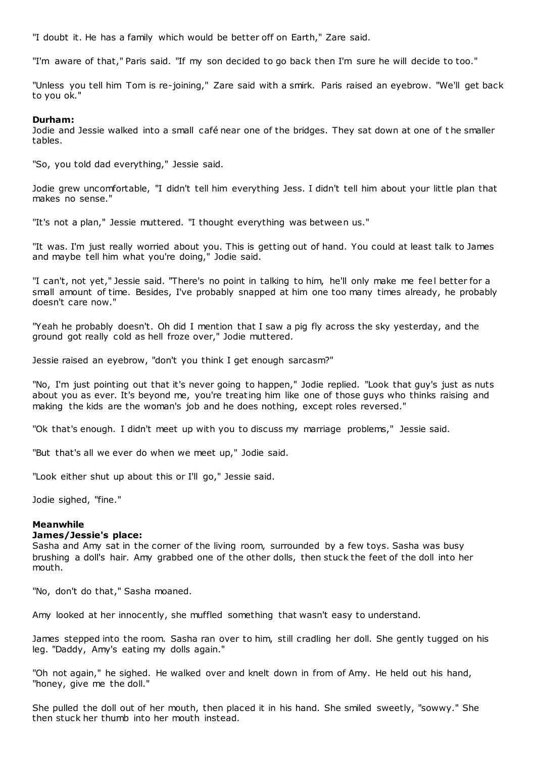"I doubt it. He has a family which would be better off on Earth," Zare said.

"I'm aware of that," Paris said. "If my son decided to go back then I'm sure he will decide to too."

"Unless you tell him Tom is re-joining," Zare said with a smirk. Paris raised an eyebrow. "We'll get back to you ok."

**Durham:**
Jodie and Jessie walked into a small café near one of the bridges. They sat down at one of the smaller tables.

"So, you told dad everything," Jessie said.

Jodie grew uncomfortable, "I didn't tell him everything Jess. I didn't tell him about your little plan that makes no sense."

"It's not a plan," Jessie muttered. "I thought everything was between us."

"It was. I'm just really worried about you. This is getting out of hand. You could at least talk to James and maybe tell him what you're doing," Jodie said.

"I can't, not yet," Jessie said. "There's no point in talking to him, he'll only make me feel better for a small amount of time. Besides, I've probably snapped at him one too many times already, he probably doesn't care now."

"Yeah he probably doesn't. Oh did I mention that I saw a pig fly across the sky yesterday, and the ground got really cold as hell froze over," Jodie muttered.

Jessie raised an eyebrow, "don't you think I get enough sarcasm?"

"No, I'm just pointing out that it's never going to happen," Jodie replied. "Look that guy's just as nuts about you as ever. It's beyond me, you're treating him like one of those guys who thinks raising and making the kids are the woman's job and he does nothing, except roles reversed."

"Ok that's enough. I didn't meet up with you to discuss my marriage problems," Jessie said.

"But that's all we ever do when we meet up," Jodie said.

"Look either shut up about this or I'll go," Jessie said.

Jodie sighed, "fine."

**Meanwhile**
**James/Jessie's place:**
Sasha and Amy sat in the corner of the living room, surrounded by a few toys. Sasha was busy brushing a doll's hair. Amy grabbed one of the other dolls, then stuck the feet of the doll into her mouth.

"No, don't do that," Sasha moaned.

Amy looked at her innocently, she muffled something that wasn't easy to understand.

James stepped into the room. Sasha ran over to him, still cradling her doll. She gently tugged on his leg. "Daddy, Amy's eating my dolls again."

"Oh not again," he sighed. He walked over and knelt down in from of Amy. He held out his hand, "honey, give me the doll."

She pulled the doll out of her mouth, then placed it in his hand. She smiled sweetly, "sowwy." She then stuck her thumb into her mouth instead.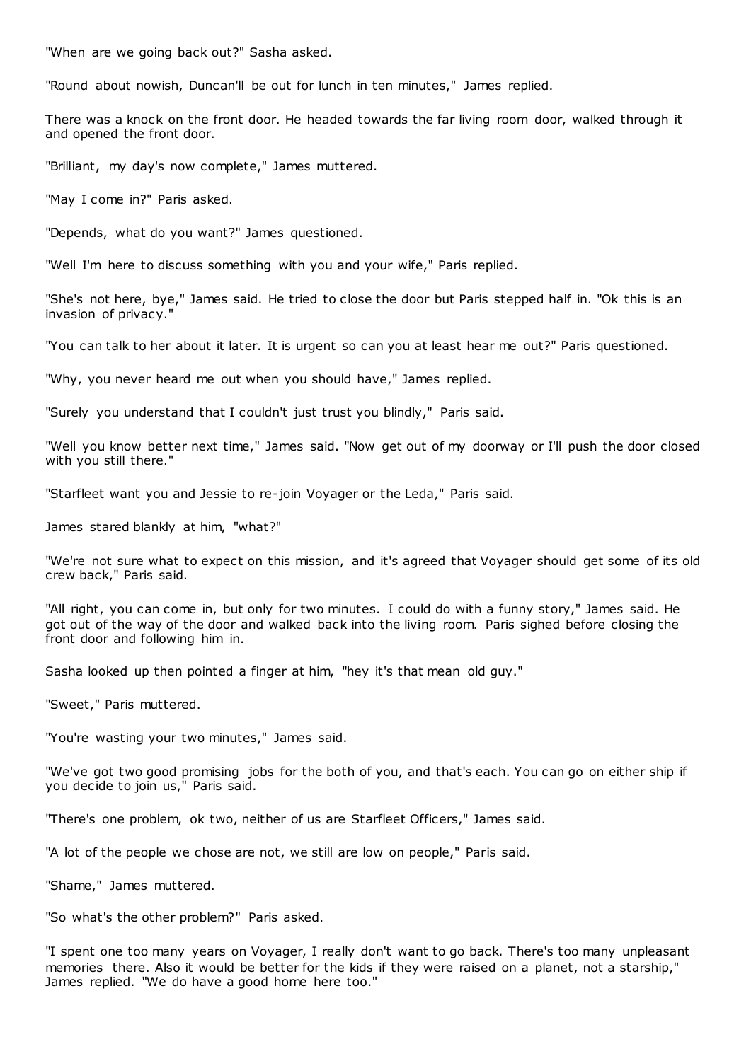"When are we going back out?" Sasha asked.

"Round about nowish, Duncan'll be out for lunch in ten minutes," James replied.

There was a knock on the front door. He headed towards the far living room door, walked through it and opened the front door.

"Brilliant, my day's now complete," James muttered.

"May I come in?" Paris asked.

"Depends, what do you want?" James questioned.

"Well I'm here to discuss something with you and your wife," Paris replied.

"She's not here, bye," James said. He tried to close the door but Paris stepped half in. "Ok this is an invasion of privacy."

"You can talk to her about it later. It is urgent so can you at least hear me out?" Paris questioned.

"Why, you never heard me out when you should have," James replied.

"Surely you understand that I couldn't just trust you blindly," Paris said.

"Well you know better next time," James said. "Now get out of my doorway or I'll push the door closed with you still there."

"Starfleet want you and Jessie to re-join Voyager or the Leda," Paris said.

James stared blankly at him, "what?"

"We're not sure what to expect on this mission, and it's agreed that Voyager should get some of its old crew back," Paris said.

"All right, you can come in, but only for two minutes. I could do with a funny story," James said. He got out of the way of the door and walked back into the living room. Paris sighed before closing the front door and following him in.

Sasha looked up then pointed a finger at him, "hey it's that mean old guy."

"Sweet," Paris muttered.

"You're wasting your two minutes," James said.

"We've got two good promising jobs for the both of you, and that's each. You can go on either ship if you decide to join us," Paris said.

"There's one problem, ok two, neither of us are Starfleet Officers," James said.

"A lot of the people we chose are not, we still are low on people," Paris said.

"Shame," James muttered.

"So what's the other problem?" Paris asked.

"I spent one too many years on Voyager, I really don't want to go back. There's too many unpleasant memories there. Also it would be better for the kids if they were raised on a planet, not a starship," James replied. "We do have a good home here too."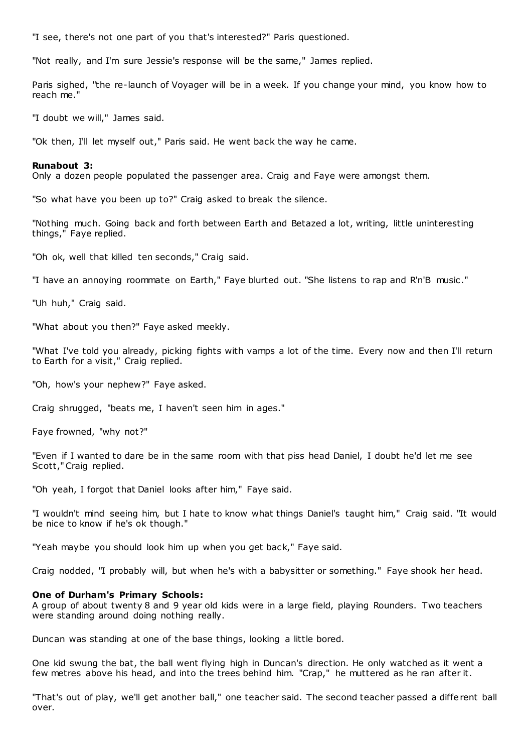"I see, there's not one part of you that's interested?" Paris questioned.

"Not really, and I'm sure Jessie's response will be the same," James replied.

Paris sighed, "the re-launch of Voyager will be in a week. If you change your mind, you know how to reach me."

"I doubt we will," James said.

"Ok then, I'll let myself out," Paris said. He went back the way he came.

**Runabout 3:**
Only a dozen people populated the passenger area. Craig and Faye were amongst them.

"So what have you been up to?" Craig asked to break the silence.

"Nothing much. Going back and forth between Earth and Betazed a lot, writing, little uninteresting things," Faye replied.

"Oh ok, well that killed ten seconds," Craig said.

"I have an annoying roommate on Earth," Faye blurted out. "She listens to rap and R'n'B music."

"Uh huh," Craig said.

"What about you then?" Faye asked meekly.

"What I've told you already, picking fights with vamps a lot of the time. Every now and then I'll return to Earth for a visit," Craig replied.

"Oh, how's your nephew?" Faye asked.

Craig shrugged, "beats me, I haven't seen him in ages."

Faye frowned, "why not?"

"Even if I wanted to dare be in the same room with that piss head Daniel, I doubt he'd let me see Scott," Craig replied.

"Oh yeah, I forgot that Daniel looks after him," Faye said.

"I wouldn't mind seeing him, but I hate to know what things Daniel's taught him," Craig said. "It would be nice to know if he's ok though."

"Yeah maybe you should look him up when you get back," Faye said.

Craig nodded, "I probably will, but when he's with a babysitter or something." Faye shook her head.

**One of Durham's Primary Schools:**
A group of about twenty 8 and 9 year old kids were in a large field, playing Rounders. Two teachers were standing around doing nothing really.

Duncan was standing at one of the base things, looking a little bored.

One kid swung the bat, the ball went flying high in Duncan's direction. He only watched as it went a few metres above his head, and into the trees behind him. "Crap," he muttered as he ran after it.

"That's out of play, we'll get another ball," one teacher said. The second teacher passed a different ball over.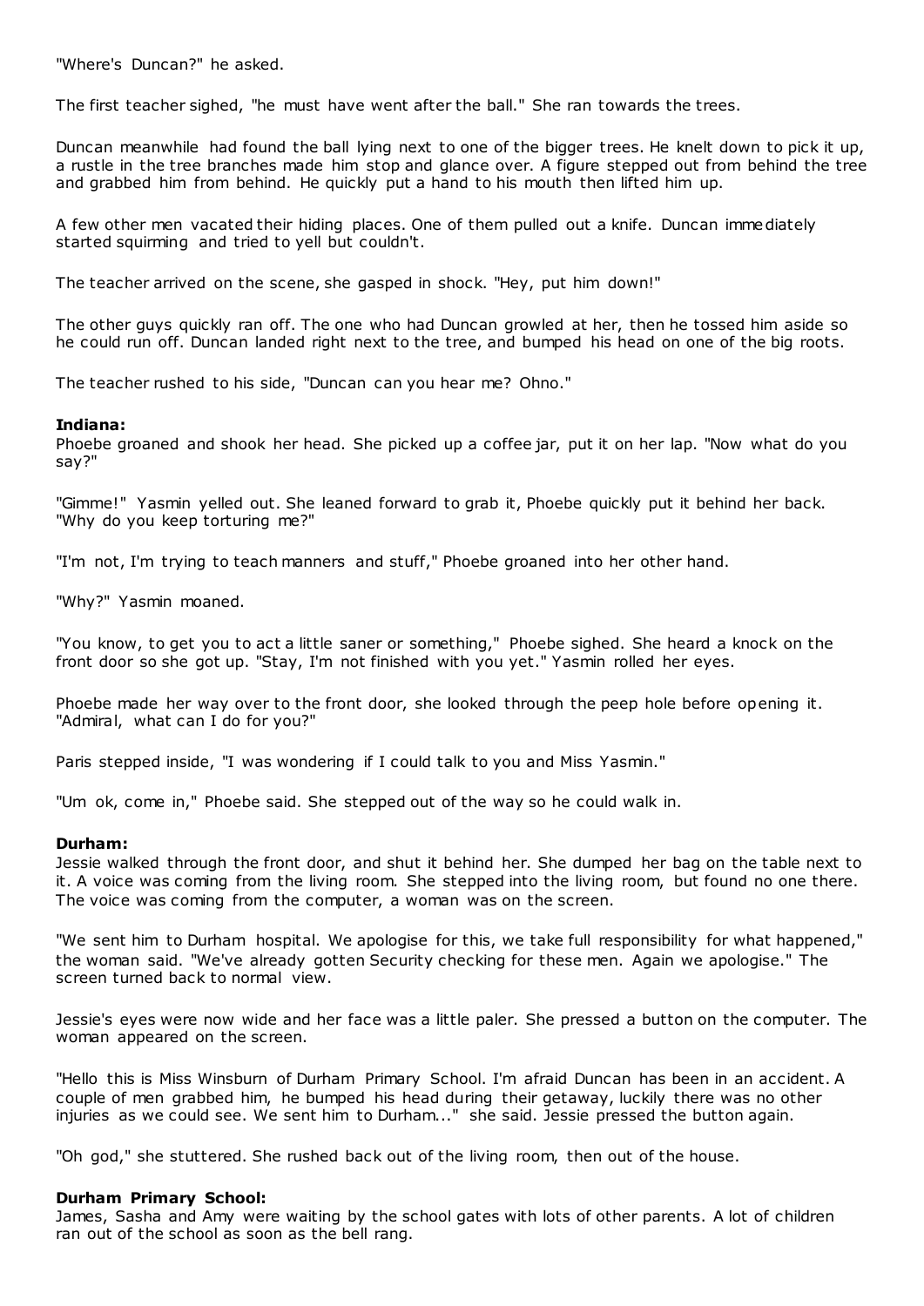"Where's Duncan?" he asked.

The first teacher sighed, "he must have went after the ball." She ran towards the trees.

Duncan meanwhile had found the ball lying next to one of the bigger trees. He knelt down to pick it up, a rustle in the tree branches made him stop and glance over. A figure stepped out from behind the tree and grabbed him from behind. He quickly put a hand to his mouth then lifted him up.

A few other men vacated their hiding places. One of them pulled out a knife. Duncan immediately started squirming and tried to yell but couldn't.

The teacher arrived on the scene, she gasped in shock. "Hey, put him down!"

The other guys quickly ran off. The one who had Duncan growled at her, then he tossed him aside so he could run off. Duncan landed right next to the tree, and bumped his head on one of the big roots.

The teacher rushed to his side, "Duncan can you hear me? Ohno."

**Indiana:**
Phoebe groaned and shook her head. She picked up a coffee jar, put it on her lap. "Now what do you say?"

"Gimme!" Yasmin yelled out. She leaned forward to grab it, Phoebe quickly put it behind her back. "Why do you keep torturing me?"

"I'm not, I'm trying to teach manners and stuff," Phoebe groaned into her other hand.

"Why?" Yasmin moaned.

"You know, to get you to act a little saner or something," Phoebe sighed. She heard a knock on the front door so she got up. "Stay, I'm not finished with you yet." Yasmin rolled her eyes.

Phoebe made her way over to the front door, she looked through the peep hole before opening it. "Admiral, what can I do for you?"

Paris stepped inside, "I was wondering if I could talk to you and Miss Yasmin."

"Um ok, come in," Phoebe said. She stepped out of the way so he could walk in.

**Durham:**
Jessie walked through the front door, and shut it behind her. She dumped her bag on the table next to it. A voice was coming from the living room. She stepped into the living room, but found no one there. The voice was coming from the computer, a woman was on the screen.

"We sent him to Durham hospital. We apologise for this, we take full responsibility for what happened," the woman said. "We've already gotten Security checking for these men. Again we apologise." The screen turned back to normal view.

Jessie's eyes were now wide and her face was a little paler. She pressed a button on the computer. The woman appeared on the screen.

"Hello this is Miss Winsburn of Durham Primary School. I'm afraid Duncan has been in an accident. A couple of men grabbed him, he bumped his head during their getaway, luckily there was no other injuries as we could see. We sent him to Durham..." she said. Jessie pressed the button again.

"Oh god," she stuttered. She rushed back out of the living room, then out of the house.

**Durham Primary School:**
James, Sasha and Amy were waiting by the school gates with lots of other parents. A lot of children ran out of the school as soon as the bell rang.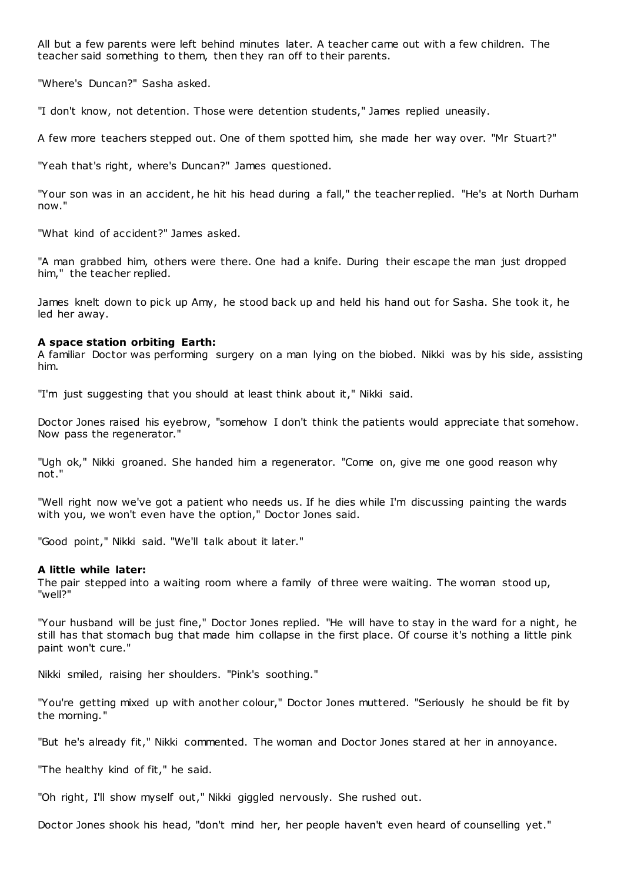All but a few parents were left behind minutes later. A teacher came out with a few children. The teacher said something to them, then they ran off to their parents.

"Where's Duncan?" Sasha asked.

"I don't know, not detention. Those were detention students," James replied uneasily.

A few more teachers stepped out. One of them spotted him, she made her way over. "Mr Stuart?"

"Yeah that's right, where's Duncan?" James questioned.

"Your son was in an accident, he hit his head during a fall," the teacher replied. "He's at North Durham now."

"What kind of accident?" James asked.

"A man grabbed him, others were there. One had a knife. During their escape the man just dropped him," the teacher replied.

James knelt down to pick up Amy, he stood back up and held his hand out for Sasha. She took it, he led her away.

**A space station orbiting Earth:**
A familiar Doctor was performing surgery on a man lying on the biobed. Nikki was by his side, assisting him.

"I'm just suggesting that you should at least think about it," Nikki said.

Doctor Jones raised his eyebrow, "somehow I don't think the patients would appreciate that somehow. Now pass the regenerator."

"Ugh ok," Nikki groaned. She handed him a regenerator. "Come on, give me one good reason why not."

"Well right now we've got a patient who needs us. If he dies while I'm discussing painting the wards with you, we won't even have the option," Doctor Jones said.

"Good point," Nikki said. "We'll talk about it later."

**A little while later:**
The pair stepped into a waiting room where a family of three were waiting. The woman stood up, "well?"

"Your husband will be just fine," Doctor Jones replied. "He will have to stay in the ward for a night, he still has that stomach bug that made him collapse in the first place. Of course it's nothing a little pink paint won't cure."

Nikki smiled, raising her shoulders. "Pink's soothing."

"You're getting mixed up with another colour," Doctor Jones muttered. "Seriously he should be fit by the morning."

"But he's already fit," Nikki commented. The woman and Doctor Jones stared at her in annoyance.

"The healthy kind of fit," he said.

"Oh right, I'll show myself out," Nikki giggled nervously. She rushed out.

Doctor Jones shook his head, "don't mind her, her people haven't even heard of counselling yet."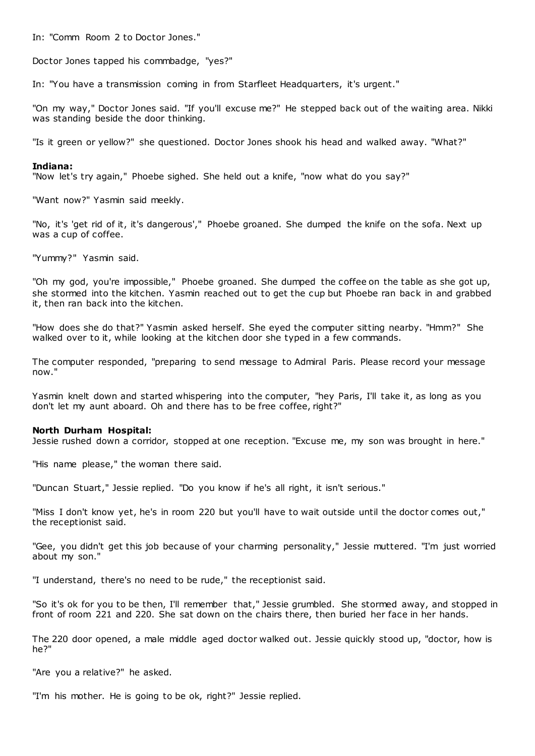In: "Comm Room 2 to Doctor Jones."

Doctor Jones tapped his commbadge, "yes?"

In: "You have a transmission coming in from Starfleet Headquarters, it's urgent."

"On my way," Doctor Jones said. "If you'll excuse me?" He stepped back out of the waiting area. Nikki was standing beside the door thinking.

"Is it green or yellow?" she questioned. Doctor Jones shook his head and walked away. "What?"

**Indiana:**
"Now let's try again," Phoebe sighed. She held out a knife, "now what do you say?"

"Want now?" Yasmin said meekly.

"No, it's 'get rid of it, it's dangerous'," Phoebe groaned. She dumped the knife on the sofa. Next up was a cup of coffee.

"Yummy?" Yasmin said.

"Oh my god, you're impossible," Phoebe groaned. She dumped the coffee on the table as she got up, she stormed into the kitchen. Yasmin reached out to get the cup but Phoebe ran back in and grabbed it, then ran back into the kitchen.

"How does she do that?" Yasmin asked herself. She eyed the computer sitting nearby. "Hmm?" She walked over to it, while looking at the kitchen door she typed in a few commands.

The computer responded, "preparing to send message to Admiral Paris. Please record your message now."

Yasmin knelt down and started whispering into the computer, "hey Paris, I'll take it, as long as you don't let my aunt aboard. Oh and there has to be free coffee, right?"

**North Durham Hospital:**
Jessie rushed down a corridor, stopped at one reception. "Excuse me, my son was brought in here."

"His name please," the woman there said.

"Duncan Stuart," Jessie replied. "Do you know if he's all right, it isn't serious."

"Miss I don't know yet, he's in room 220 but you'll have to wait outside until the doctor comes out," the receptionist said.

"Gee, you didn't get this job because of your charming personality," Jessie muttered. "I'm just worried about my son."

"I understand, there's no need to be rude," the receptionist said.

"So it's ok for you to be then, I'll remember that," Jessie grumbled. She stormed away, and stopped in front of room 221 and 220. She sat down on the chairs there, then buried her face in her hands.

The 220 door opened, a male middle aged doctor walked out. Jessie quickly stood up, "doctor, how is he?"

"Are you a relative?" he asked.

"I'm his mother. He is going to be ok, right?" Jessie replied.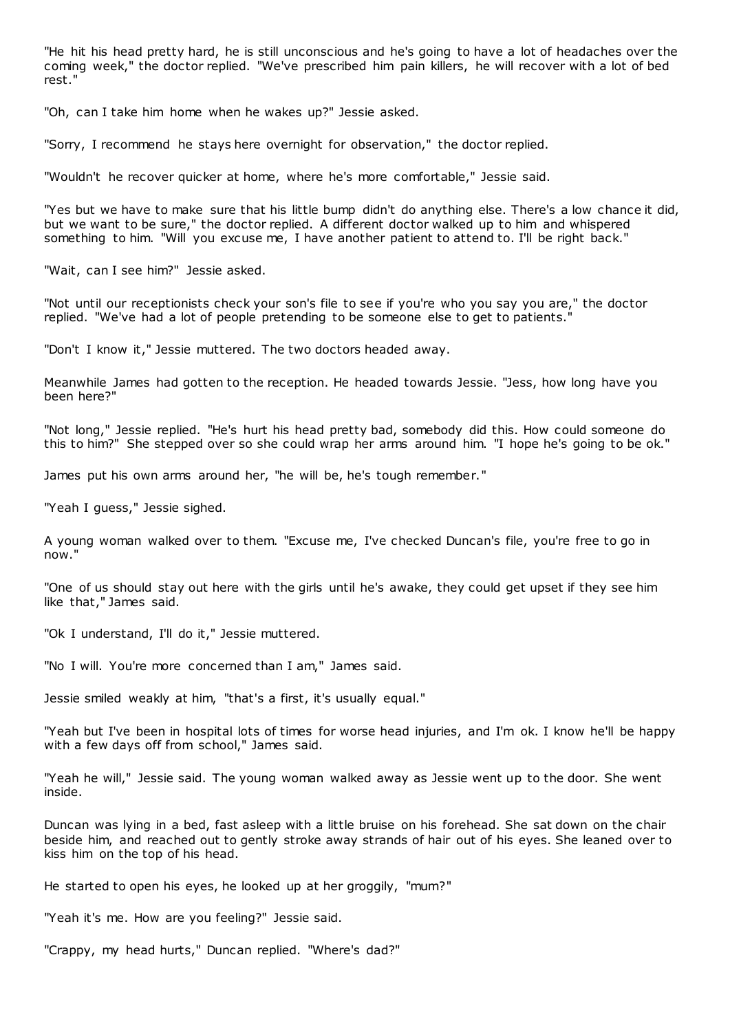"He hit his head pretty hard, he is still unconscious and he's going to have a lot of headaches over the coming week," the doctor replied. "We've prescribed him pain killers, he will recover with a lot of bed rest."

"Oh, can I take him home when he wakes up?" Jessie asked.

"Sorry, I recommend he stays here overnight for observation," the doctor replied.

"Wouldn't he recover quicker at home, where he's more comfortable," Jessie said.

"Yes but we have to make sure that his little bump didn't do anything else. There's a low chance it did, but we want to be sure," the doctor replied. A different doctor walked up to him and whispered something to him. "Will you excuse me, I have another patient to attend to. I'll be right back."

"Wait, can I see him?" Jessie asked.

"Not until our receptionists check your son's file to see if you're who you say you are," the doctor replied. "We've had a lot of people pretending to be someone else to get to patients."

"Don't I know it," Jessie muttered. The two doctors headed away.

Meanwhile James had gotten to the reception. He headed towards Jessie. "Jess, how long have you been here?"

"Not long," Jessie replied. "He's hurt his head pretty bad, somebody did this. How could someone do this to him?" She stepped over so she could wrap her arms around him. "I hope he's going to be ok."

James put his own arms around her, "he will be, he's tough remember."

"Yeah I guess," Jessie sighed.

A young woman walked over to them. "Excuse me, I've checked Duncan's file, you're free to go in now."

"One of us should stay out here with the girls until he's awake, they could get upset if they see him like that," James said.

"Ok I understand, I'll do it," Jessie muttered.

"No I will. You're more concerned than I am," James said.

Jessie smiled weakly at him, "that's a first, it's usually equal."

"Yeah but I've been in hospital lots of times for worse head injuries, and I'm ok. I know he'll be happy with a few days off from school," James said.

"Yeah he will," Jessie said. The young woman walked away as Jessie went up to the door. She went inside.

Duncan was lying in a bed, fast asleep with a little bruise on his forehead. She sat down on the chair beside him, and reached out to gently stroke away strands of hair out of his eyes. She leaned over to kiss him on the top of his head.

He started to open his eyes, he looked up at her groggily, "mum?"

"Yeah it's me. How are you feeling?" Jessie said.

"Crappy, my head hurts," Duncan replied. "Where's dad?"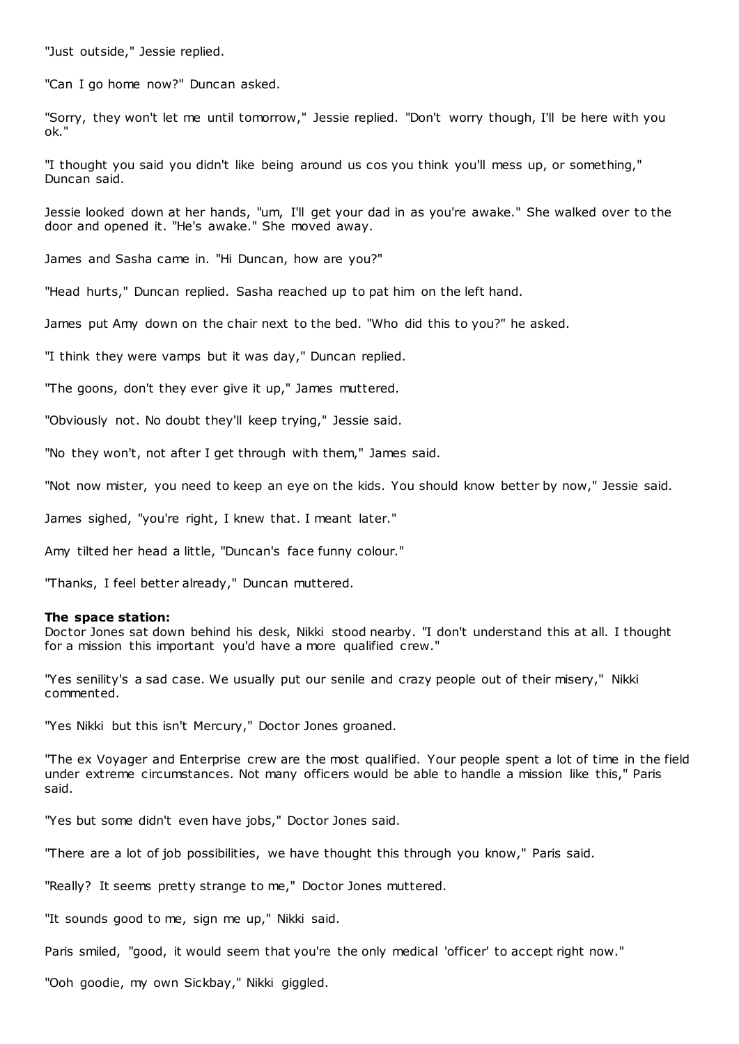"Just outside," Jessie replied.

"Can I go home now?" Duncan asked.

"Sorry, they won't let me until tomorrow," Jessie replied. "Don't worry though, I'll be here with you ok."

"I thought you said you didn't like being around us cos you think you'll mess up, or something," Duncan said.

Jessie looked down at her hands, "um, I'll get your dad in as you're awake." She walked over to the door and opened it. "He's awake." She moved away.

James and Sasha came in. "Hi Duncan, how are you?"

"Head hurts," Duncan replied. Sasha reached up to pat him on the left hand.

James put Amy down on the chair next to the bed. "Who did this to you?" he asked.

"I think they were vamps but it was day," Duncan replied.

"The goons, don't they ever give it up," James muttered.

"Obviously not. No doubt they'll keep trying," Jessie said.

"No they won't, not after I get through with them," James said.

"Not now mister, you need to keep an eye on the kids. You should know better by now," Jessie said.

James sighed, "you're right, I knew that. I meant later."

Amy tilted her head a little, "Duncan's face funny colour."

"Thanks, I feel better already," Duncan muttered.

**The space station:**
Doctor Jones sat down behind his desk, Nikki stood nearby. "I don't understand this at all. I thought for a mission this important you'd have a more qualified crew."

"Yes senility's a sad case. We usually put our senile and crazy people out of their misery," Nikki commented.

"Yes Nikki but this isn't Mercury," Doctor Jones groaned.

"The ex Voyager and Enterprise crew are the most qualified. Your people spent a lot of time in the field under extreme circumstances. Not many officers would be able to handle a mission like this," Paris said.

"Yes but some didn't even have jobs," Doctor Jones said.

"There are a lot of job possibilities, we have thought this through you know," Paris said.

"Really? It seems pretty strange to me," Doctor Jones muttered.

"It sounds good to me, sign me up," Nikki said.

Paris smiled, "good, it would seem that you're the only medical 'officer' to accept right now."

"Ooh goodie, my own Sickbay," Nikki giggled.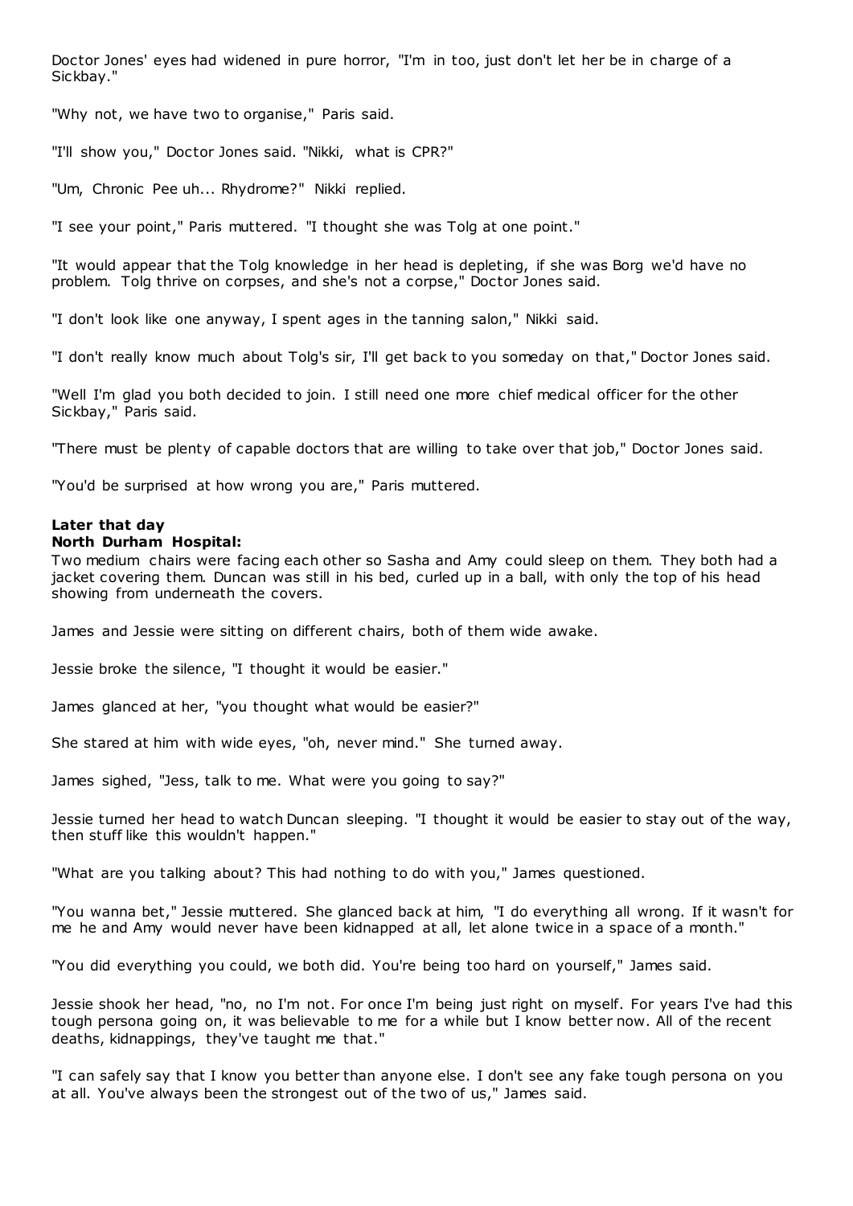Doctor Jones' eyes had widened in pure horror, "I'm in too, just don't let her be in charge of a Sickbay."

"Why not, we have two to organise," Paris said.

"I'll show you," Doctor Jones said. "Nikki, what is CPR?"

"Um, Chronic Pee uh... Rhydrome?" Nikki replied.

"I see your point," Paris muttered. "I thought she was Tolg at one point."

"It would appear that the Tolg knowledge in her head is depleting, if she was Borg we'd have no problem. Tolg thrive on corpses, and she's not a corpse," Doctor Jones said.

"I don't look like one anyway, I spent ages in the tanning salon," Nikki said.

"I don't really know much about Tolg's sir, I'll get back to you someday on that," Doctor Jones said.

"Well I'm glad you both decided to join. I still need one more chief medical officer for the other Sickbay," Paris said.

"There must be plenty of capable doctors that are willing to take over that job," Doctor Jones said.

"You'd be surprised at how wrong you are," Paris muttered.

**Later that day**
**North Durham Hospital:**
Two medium chairs were facing each other so Sasha and Amy could sleep on them. They both had a jacket covering them. Duncan was still in his bed, curled up in a ball, with only the top of his head showing from underneath the covers.

James and Jessie were sitting on different chairs, both of them wide awake.

Jessie broke the silence, "I thought it would be easier."

James glanced at her, "you thought what would be easier?"

She stared at him with wide eyes, "oh, never mind." She turned away.

James sighed, "Jess, talk to me. What were you going to say?"

Jessie turned her head to watch Duncan sleeping. "I thought it would be easier to stay out of the way, then stuff like this wouldn't happen."

"What are you talking about? This had nothing to do with you," James questioned.

"You wanna bet," Jessie muttered. She glanced back at him, "I do everything all wrong. If it wasn't for me he and Amy would never have been kidnapped at all, let alone twice in a space of a month."

"You did everything you could, we both did. You're being too hard on yourself," James said.

Jessie shook her head, "no, no I'm not. For once I'm being just right on myself. For years I've had this tough persona going on, it was believable to me for a while but I know better now. All of the recent deaths, kidnappings, they've taught me that."

"I can safely say that I know you better than anyone else. I don't see any fake tough persona on you at all. You've always been the strongest out of the two of us," James said.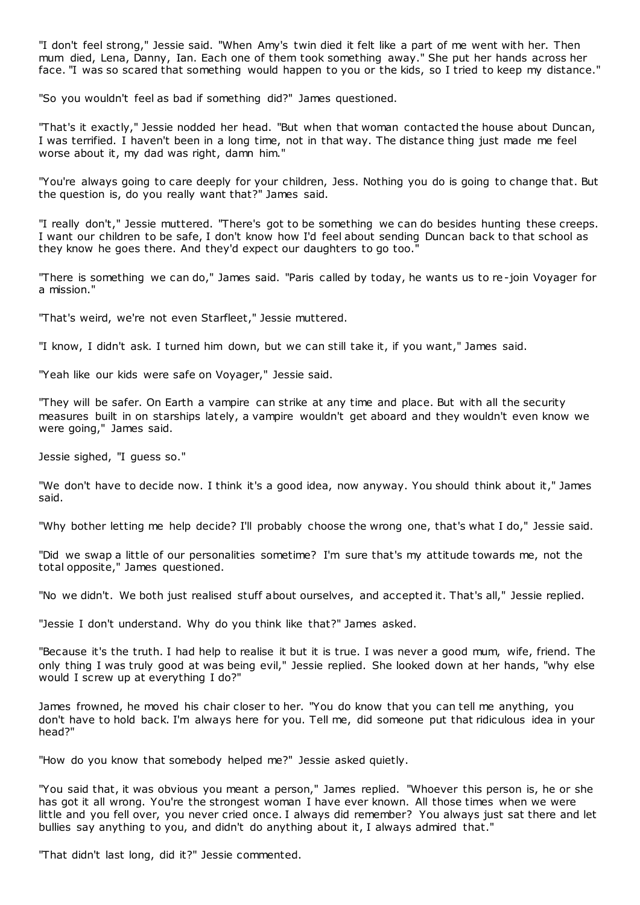"I don't feel strong," Jessie said. "When Amy's twin died it felt like a part of me went with her. Then mum died, Lena, Danny, Ian. Each one of them took something away." She put her hands across her face. "I was so scared that something would happen to you or the kids, so I tried to keep my distance."

"So you wouldn't feel as bad if something did?" James questioned.

"That's it exactly," Jessie nodded her head. "But when that woman contacted the house about Duncan, I was terrified. I haven't been in a long time, not in that way. The distance thing just made me feel worse about it, my dad was right, damn him."

"You're always going to care deeply for your children, Jess. Nothing you do is going to change that. But the question is, do you really want that?" James said.

"I really don't," Jessie muttered. "There's got to be something we can do besides hunting these creeps. I want our children to be safe, I don't know how I'd feel about sending Duncan back to that school as they know he goes there. And they'd expect our daughters to go too."

"There is something we can do," James said. "Paris called by today, he wants us to re-join Voyager for a mission."

"That's weird, we're not even Starfleet," Jessie muttered.

"I know, I didn't ask. I turned him down, but we can still take it, if you want," James said.

"Yeah like our kids were safe on Voyager," Jessie said.

"They will be safer. On Earth a vampire can strike at any time and place. But with all the security measures built in on starships lately, a vampire wouldn't get aboard and they wouldn't even know we were going," James said.

Jessie sighed, "I guess so."

"We don't have to decide now. I think it's a good idea, now anyway. You should think about it," James said.

"Why bother letting me help decide? I'll probably choose the wrong one, that's what I do," Jessie said.

"Did we swap a little of our personalities sometime? I'm sure that's my attitude towards me, not the total opposite," James questioned.

"No we didn't. We both just realised stuff about ourselves, and accepted it. That's all," Jessie replied.

"Jessie I don't understand. Why do you think like that?" James asked.

"Because it's the truth. I had help to realise it but it is true. I was never a good mum, wife, friend. The only thing I was truly good at was being evil," Jessie replied. She looked down at her hands, "why else would I screw up at everything I do?"

James frowned, he moved his chair closer to her. "You do know that you can tell me anything, you don't have to hold back. I'm always here for you. Tell me, did someone put that ridiculous idea in your head?"

"How do you know that somebody helped me?" Jessie asked quietly.

"You said that, it was obvious you meant a person," James replied. "Whoever this person is, he or she has got it all wrong. You're the strongest woman I have ever known. All those times when we were little and you fell over, you never cried once. I always did remember? You always just sat there and let bullies say anything to you, and didn't do anything about it, I always admired that."

"That didn't last long, did it?" Jessie commented.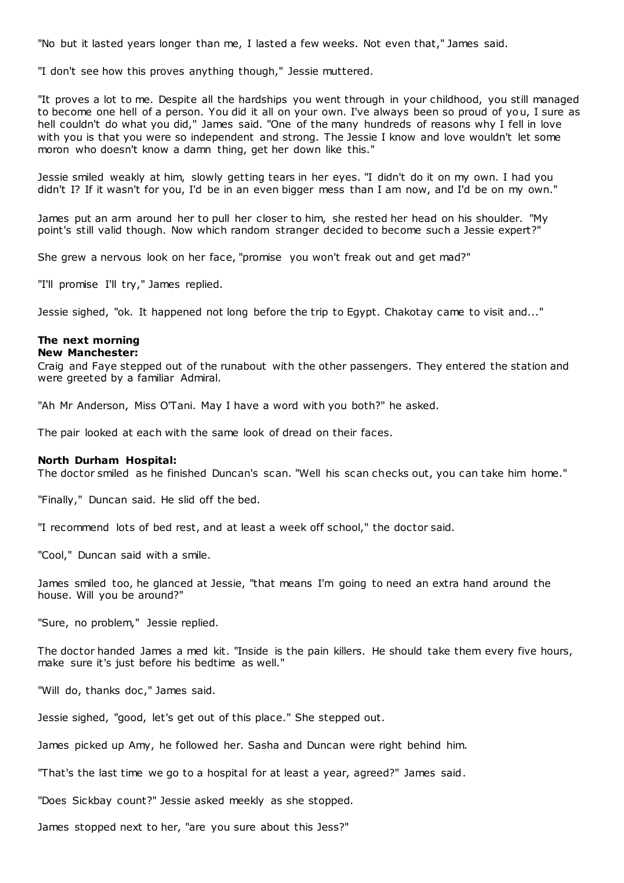"No but it lasted years longer than me, I lasted a few weeks. Not even that," James said.

"I don't see how this proves anything though," Jessie muttered.

"It proves a lot to me. Despite all the hardships you went through in your childhood, you still managed to become one hell of a person. You did it all on your own. I've always been so proud of you, I sure as hell couldn't do what you did," James said. "One of the many hundreds of reasons why I fell in love with you is that you were so independent and strong. The Jessie I know and love wouldn't let some moron who doesn't know a damn thing, get her down like this."

Jessie smiled weakly at him, slowly getting tears in her eyes. "I didn't do it on my own. I had you didn't I? If it wasn't for you, I'd be in an even bigger mess than I am now, and I'd be on my own."

James put an arm around her to pull her closer to him, she rested her head on his shoulder. "My point's still valid though. Now which random stranger decided to become such a Jessie expert?"

She grew a nervous look on her face, "promise you won't freak out and get mad?"

"I'll promise I'll try," James replied.

Jessie sighed, "ok. It happened not long before the trip to Egypt. Chakotay came to visit and..."

**The next morning**
**New Manchester:**
Craig and Faye stepped out of the runabout with the other passengers. They entered the station and were greeted by a familiar Admiral.

"Ah Mr Anderson, Miss O'Tani. May I have a word with you both?" he asked.

The pair looked at each with the same look of dread on their faces.

**North Durham Hospital:**
The doctor smiled as he finished Duncan's scan. "Well his scan checks out, you can take him home."

"Finally," Duncan said. He slid off the bed.

"I recommend lots of bed rest, and at least a week off school," the doctor said.

"Cool," Duncan said with a smile.

James smiled too, he glanced at Jessie, "that means I'm going to need an extra hand around the house. Will you be around?"

"Sure, no problem," Jessie replied.

The doctor handed James a med kit. "Inside is the pain killers. He should take them every five hours, make sure it's just before his bedtime as well."

"Will do, thanks doc," James said.

Jessie sighed, "good, let's get out of this place." She stepped out.

James picked up Amy, he followed her. Sasha and Duncan were right behind him.

"That's the last time we go to a hospital for at least a year, agreed?" James said.

"Does Sickbay count?" Jessie asked meekly as she stopped.

James stopped next to her, "are you sure about this Jess?"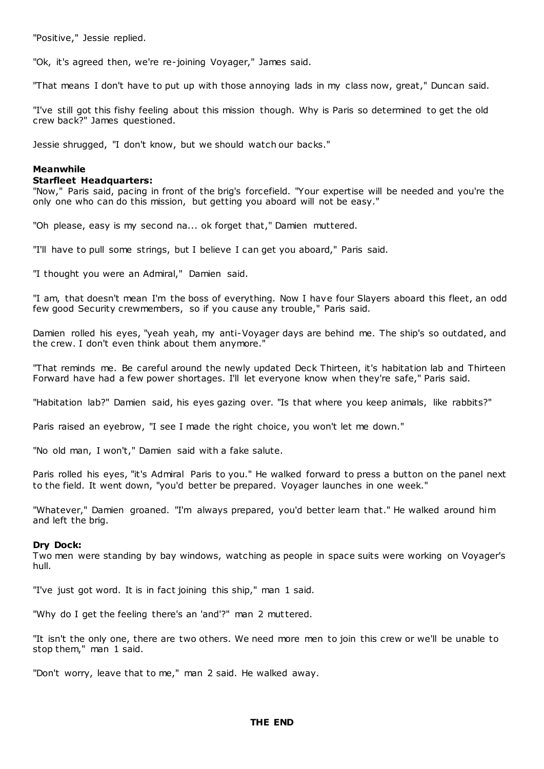"Positive," Jessie replied.

"Ok, it's agreed then, we're re-joining Voyager," James said.

"That means I don't have to put up with those annoying lads in my class now, great," Duncan said.

"I've still got this fishy feeling about this mission though. Why is Paris so determined to get the old crew back?" James questioned.

Jessie shrugged, "I don't know, but we should watch our backs."

**Meanwhile**
**Starfleet Headquarters:**
"Now," Paris said, pacing in front of the brig's forcefield. "Your expertise will be needed and you're the only one who can do this mission, but getting you aboard will not be easy."

"Oh please, easy is my second na... ok forget that," Damien muttered.

"I'll have to pull some strings, but I believe I can get you aboard," Paris said.

"I thought you were an Admiral," Damien said.

"I am, that doesn't mean I'm the boss of everything. Now I have four Slayers aboard this fleet, an odd few good Security crewmembers, so if you cause any trouble," Paris said.

Damien rolled his eyes, "yeah yeah, my anti-Voyager days are behind me. The ship's so outdated, and the crew. I don't even think about them anymore."

"That reminds me. Be careful around the newly updated Deck Thirteen, it's habitation lab and Thirteen Forward have had a few power shortages. I'll let everyone know when they're safe," Paris said.

"Habitation lab?" Damien said, his eyes gazing over. "Is that where you keep animals, like rabbits?"

Paris raised an eyebrow, "I see I made the right choice, you won't let me down."

"No old man, I won't," Damien said with a fake salute.

Paris rolled his eyes, "it's Admiral Paris to you." He walked forward to press a button on the panel next to the field. It went down, "you'd better be prepared. Voyager launches in one week."

"Whatever," Damien groaned. "I'm always prepared, you'd better learn that." He walked around him and left the brig.

**Dry Dock:**
Two men were standing by bay windows, watching as people in space suits were working on Voyager's hull.

"I've just got word. It is in fact joining this ship," man 1 said.

"Why do I get the feeling there's an 'and'?" man 2 muttered.

"It isn't the only one, there are two others. We need more men to join this crew or we'll be unable to stop them," man 1 said.

"Don't worry, leave that to me," man 2 said. He walked away.

**THE END**